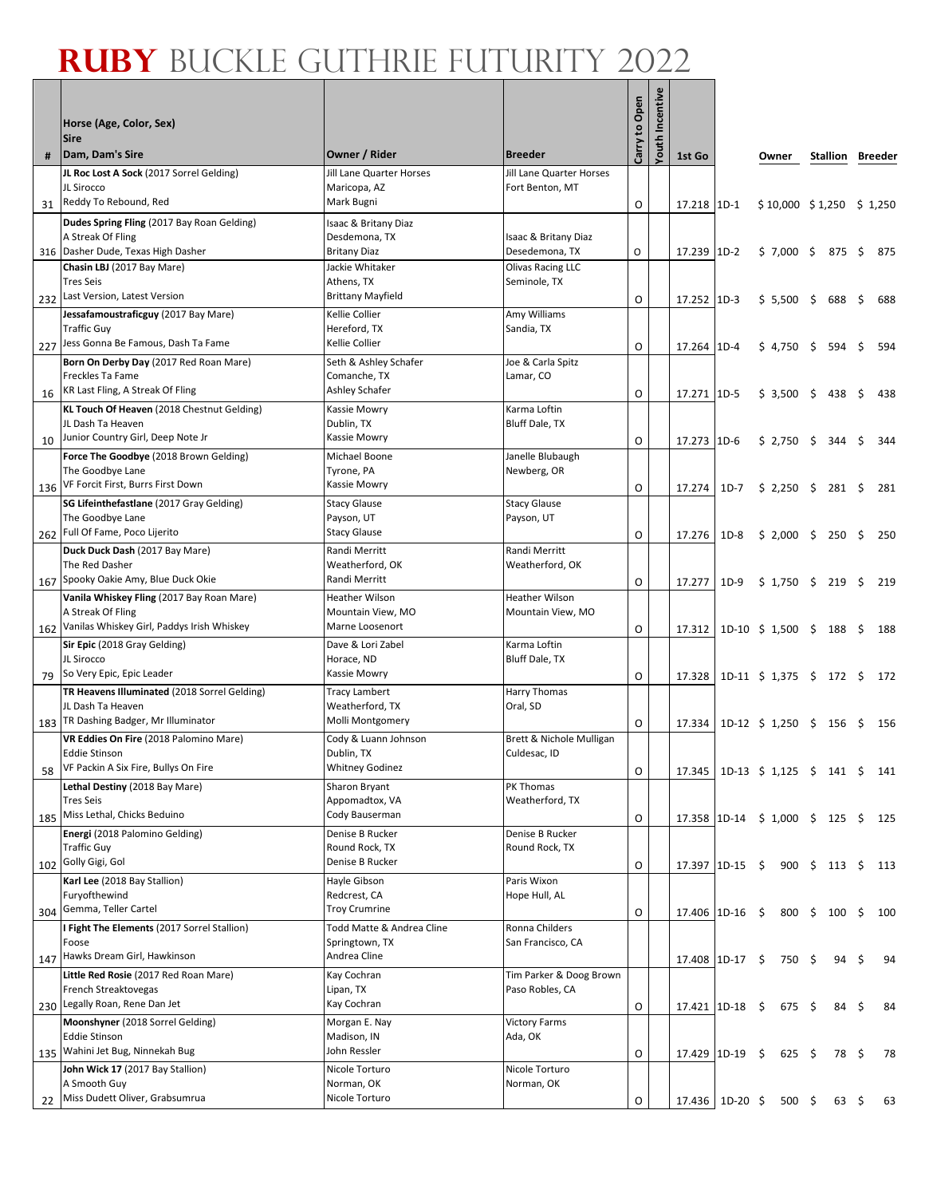# RUBY BUCKLE GUTHRIE FUTURITY 2022

| # | Horse (Age, Color, Sex)<br>Sire<br>Dam, Dam's Sire | Owner / Rider | Breeder | Carry to Open | Youth Incentive | 1st Go | | Owner | Stallion | Breeder |
|---|---|---|---|---|---|---|---|---|---|---|
| 31 | **JL Roc Lost A Sock** (2017 Sorrel Gelding)<br>JL Sirocco<br>Reddy To Rebound, Red | Jill Lane Quarter Horses<br>Maricopa, AZ<br>Mark Bugni | Jill Lane Quarter Horses<br>Fort Benton, MT | O | | 17.218 | 1D-1 | $ 10,000 | $ 1,250 | $ 1,250 |
| 316 | **Dudes Spring Fling** (2017 Bay Roan Gelding)<br>A Streak Of Fling<br>Dasher Dude, Texas High Dasher | Isaac & Britany Diaz<br>Desdemona, TX<br>Britany Diaz | Isaac & Britany Diaz<br>Desedemona, TX | O | | 17.239 | 1D-2 | $ 7,000 | $ 875 | $ 875 |
| 232 | **Chasin LBJ** (2017 Bay Mare)<br>Tres Seis<br>Last Version, Latest Version | Jackie Whitaker<br>Athens, TX<br>Brittany Mayfield | Olivas Racing LLC<br>Seminole, TX | O | | 17.252 | 1D-3 | $ 5,500 | $ 688 | $ 688 |
| 227 | **Jessafamoustraficguy** (2017 Bay Mare)<br>Traffic Guy<br>Jess Gonna Be Famous, Dash Ta Fame | Kellie Collier<br>Hereford, TX<br>Kellie Collier | Amy Williams<br>Sandia, TX | O | | 17.264 | 1D-4 | $ 4,750 | $ 594 | $ 594 |
| 16 | **Born On Derby Day** (2017 Red Roan Mare)<br>Freckles Ta Fame<br>KR Last Fling, A Streak Of Fling | Seth & Ashley Schafer<br>Comanche, TX<br>Ashley Schafer | Joe & Carla Spitz<br>Lamar, CO | O | | 17.271 | 1D-5 | $ 3,500 | $ 438 | $ 438 |
| 10 | **KL Touch Of Heaven** (2018 Chestnut Gelding)<br>JL Dash Ta Heaven<br>Junior Country Girl, Deep Note Jr | Kassie Mowry<br>Dublin, TX<br>Kassie Mowry | Karma Loftin<br>Bluff Dale, TX | O | | 17.273 | 1D-6 | $ 2,750 | $ 344 | $ 344 |
| 136 | **Force The Goodbye** (2018 Brown Gelding)<br>The Goodbye Lane<br>VF Forcit First, Burrs First Down | Michael Boone<br>Tyrone, PA<br>Kassie Mowry | Janelle Blubaugh<br>Newberg, OR | O | | 17.274 | 1D-7 | $ 2,250 | $ 281 | $ 281 |
| 262 | **SG Lifeinthefastlane** (2017 Gray Gelding)<br>The Goodbye Lane<br>Full Of Fame, Poco Lijerito | Stacy Glause<br>Payson, UT<br>Stacy Glause | Stacy Glause<br>Payson, UT | O | | 17.276 | 1D-8 | $ 2,000 | $ 250 | $ 250 |
| 167 | **Duck Duck Dash** (2017 Bay Mare)<br>The Red Dasher<br>Spooky Oakie Amy, Blue Duck Okie | Randi Merritt<br>Weatherford, OK<br>Randi Merritt | Randi Merritt<br>Weatherford, OK | O | | 17.277 | 1D-9 | $ 1,750 | $ 219 | $ 219 |
| 162 | **Vanila Whiskey Fling** (2017 Bay Roan Mare)<br>A Streak Of Fling<br>Vanilas Whiskey Girl, Paddys Irish Whiskey | Heather Wilson<br>Mountain View, MO<br>Marne Loosenort | Heather Wilson<br>Mountain View, MO | O | | 17.312 | 1D-10 | $ 1,500 | $ 188 | $ 188 |
| 79 | **Sir Epic** (2018 Gray Gelding)<br>JL Sirocco<br>So Very Epic, Epic Leader | Dave & Lori Zabel<br>Horace, ND<br>Kassie Mowry | Karma Loftin<br>Bluff Dale, TX | O | | 17.328 | 1D-11 | $ 1,375 | $ 172 | $ 172 |
| 183 | **TR Heavens Illuminated** (2018 Sorrel Gelding)<br>JL Dash Ta Heaven<br>TR Dashing Badger, Mr Illuminator | Tracy Lambert<br>Weatherford, TX<br>Molli Montgomery | Harry Thomas<br>Oral, SD | O | | 17.334 | 1D-12 | $ 1,250 | $ 156 | $ 156 |
| 58 | **VR Eddies On Fire** (2018 Palomino Mare)<br>Eddie Stinson<br>VF Packin A Six Fire, Bullys On Fire | Cody & Luann Johnson<br>Dublin, TX<br>Whitney Godinez | Brett & Nichole Mulligan<br>Culdesac, ID | O | | 17.345 | 1D-13 | $ 1,125 | $ 141 | $ 141 |
| 185 | **Lethal Destiny** (2018 Bay Mare)<br>Tres Seis<br>Miss Lethal, Chicks Beduino | Sharon Bryant<br>Appomadtox, VA<br>Cody Bauserman | PK Thomas<br>Weatherford, TX | O | | 17.358 | 1D-14 | $ 1,000 | $ 125 | $ 125 |
| 102 | **Energi** (2018 Palomino Gelding)<br>Traffic Guy<br>Golly Gigi, Gol | Denise B Rucker<br>Round Rock, TX<br>Denise B Rucker | Denise B Rucker<br>Round Rock, TX | O | | 17.397 | 1D-15 | $ 900 | $ 113 | $ 113 |
| 304 | **Karl Lee** (2018 Bay Stallion)<br>Furyofthewind<br>Gemma, Teller Cartel | Hayle Gibson<br>Redcrest, CA<br>Troy Crumrine | Paris Wixon<br>Hope Hull, AL | O | | 17.406 | 1D-16 | $ 800 | $ 100 | $ 100 |
| 147 | **I Fight The Elements** (2017 Sorrel Stallion)<br>Foose<br>Hawks Dream Girl, Hawkinson | Todd Matte & Andrea Cline<br>Springtown, TX<br>Andrea Cline | Ronna Childers<br>San Francisco, CA | | | 17.408 | 1D-17 | $ 750 | $ 94 | $ 94 |
| 230 | **Little Red Rosie** (2017 Red Roan Mare)<br>French Streaktovegas<br>Legally Roan, Rene Dan Jet | Kay Cochran<br>Lipan, TX<br>Kay Cochran | Tim Parker & Doog Brown<br>Paso Robles, CA | O | | 17.421 | 1D-18 | $ 675 | $ 84 | $ 84 |
| 135 | **Moonshyner** (2018 Sorrel Gelding)<br>Eddie Stinson<br>Wahini Jet Bug, Ninnekah Bug | Morgan E. Nay<br>Madison, IN<br>John Ressler | Victory Farms<br>Ada, OK | O | | 17.429 | 1D-19 | $ 625 | $ 78 | $ 78 |
| 22 | **John Wick 17** (2017 Bay Stallion)<br>A Smooth Guy<br>Miss Dudett Oliver, Grabsumrua | Nicole Torturo<br>Norman, OK<br>Nicole Torturo | Nicole Torturo<br>Norman, OK | O | | 17.436 | 1D-20 | $ 500 | $ 63 | $ 63 |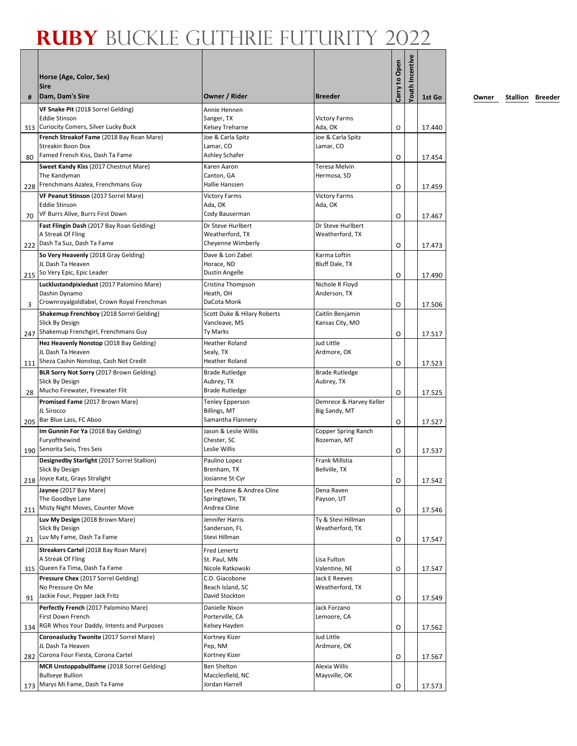# RUBY BUCKLE GUTHRIE FUTURITY 2022

| # | Horse (Age, Color, Sex)<br>Sire<br>Dam, Dam's Sire | Owner / Rider | Breeder | Carry to Open | Youth Incentive | 1st Go |
|---|---|---|---|---|---|---|
| 313 | **VF Snake Pit** (2018 Sorrel Gelding)<br>Eddie Stinson<br>Curiocity Comers, Silver Lucky Buck | Annie Hennen<br>Sanger, TX<br>Kelsey Treharne | Victory Farms<br>Ada, OK | O | | 17.440 |
| 80 | **French Streakof Fame** (2018 Bay Roan Mare)<br>Streakin Boon Dox<br>Famed French Kiss, Dash Ta Fame | Joe & Carla Spitz<br>Lamar, CO<br>Ashley Schafer | Joe & Carla Spitz<br>Lamar, CO | O | | 17.454 |
| 228 | **Sweet Kandy Kiss** (2017 Chestnut Mare)<br>The Kandyman<br>Frenchmans Azalea, Frenchmans Guy | Karen Aaron<br>Canton, GA<br>Hallie Hanssen | Teresa Melvin<br>Hermosa, SD | O | | 17.459 |
| 70 | **VF Peanut Stinson** (2017 Sorrel Mare)<br>Eddie Stinson<br>VF Burrs Alive, Burrs First Down | Victory Farms<br>Ada, OK<br>Cody Bauserman | Victory Farms<br>Ada, OK | O | | 17.467 |
| 222 | **Fast Flingin Dash** (2017 Bay Roan Gelding)<br>A Streak Of Fling<br>Dash Ta Suz, Dash Ta Fame | Dr Steve Hurlbert<br>Weatherford, TX<br>Cheyenne Wimberly | Dr Steve Hurlbert<br>Weatherford, TX | O | | 17.473 |
| 215 | **So Very Heavenly** (2018 Gray Gelding)<br>JL Dash Ta Heaven<br>So Very Epic, Epic Leader | Dave & Lori Zabel<br>Horace, ND<br>Dustin Angelle | Karma Loftin<br>Bluff Dale, TX | O | | 17.490 |
| 3 | **Lucklustandpixiedust** (2017 Palomino Mare)<br>Dashin Dynamo<br>Crownroyalgoldlabel, Crown Royal Frenchman | Cristina Thompson<br>Heath, OH<br>DaCota Monk | Nichole R Floyd<br>Anderson, TX | O | | 17.506 |
| 247 | **Shakemup Frenchboy** (2018 Sorrel Gelding)<br>Slick By Design<br>Shakemup Frenchgirl, Frenchmans Guy | Scott Duke & Hilary Roberts<br>Vancleave, MS<br>Ty Marks | Caitlin Benjamin<br>Kansas City, MO | O | | 17.517 |
| 111 | **Hez Heavenly Nonstop** (2018 Bay Gelding)<br>JL Dash Ta Heaven<br>Sheza Cashin Nonstop, Cash Not Credit | Heather Roland<br>Sealy, TX<br>Heather Roland | Jud Little<br>Ardmore, OK | O | | 17.523 |
| 28 | **BLR Sorry Not Sorry** (2017 Brown Gelding)<br>Slick By Design<br>Mucho Firewater, Firewater Flit | Brade Rutledge<br>Aubrey, TX<br>Brade Rutledge | Brade Rutledge<br>Aubrey, TX | O | | 17.525 |
| 205 | **Promised Fame** (2017 Brown Mare)<br>JL Sirocco<br>Bar Blue Lass, FC Aboo | Tenley Epperson<br>Billings, MT<br>Samantha Flannery | Demrece & Harvey Keller<br>Big Sandy, MT | O | | 17.527 |
| 190 | **Im Gunnin For Ya** (2018 Bay Gelding)<br>Furyofthewind<br>Senorita Seis, Tres Seis | Jason & Leslie Willis<br>Chester, SC<br>Leslie Willis | Copper Spring Ranch<br>Bozeman, MT | O | | 17.537 |
| 218 | **Designedby Starlight** (2017 Sorrel Stallion)<br>Slick By Design<br>Joyce Katz, Grays Straight | Paulino Lopez<br>Brenham, TX<br>Josianne St-Cyr | Frank Millstia<br>Bellville, TX | O | | 17.542 |
| 211 | **Jaynee** (2017 Bay Mare)<br>The Goodbye Lane<br>Misty Night Moves, Counter Move | Lee Pedone & Andrea Cline<br>Springtown, TX<br>Andrea Cline | Dena Raven<br>Payson, UT | O | | 17.546 |
| 21 | **Luv My Design** (2018 Brown Mare)<br>Slick By Design<br>Luv My Fame, Dash Ta Fame | Jennifer Harris<br>Sanderson, FL<br>Stevi Hillman | Ty & Stevi Hillman<br>Weatherford, TX | O | | 17.547 |
| 315 | **Streakers Cartel** (2018 Bay Roan Mare)<br>A Streak Of Fling<br>Queen Fa Tima, Dash Ta Fame | Fred Lenertz<br>St. Paul, MN<br>Nicole Ratkowski | Lisa Fulton<br>Valentine, NE | O | | 17.547 |
| 91 | **Pressure Chex** (2017 Sorrel Gelding)<br>No Pressure On Me<br>Jackie Four, Pepper Jack Fritz | C.D. Giacobone<br>Beach Island, SC<br>David Stockton | Jack E Reeves<br>Weatherford, TX | O | | 17.549 |
| 134 | **Perfectly French** (2017 Palomino Mare)<br>First Down French<br>RGR Whos Your Daddy, Intents and Purposes | Danielle Nixon<br>Porterville, CA<br>Kelsey Hayden | Jack Forzano<br>Lemoore, CA | O | | 17.562 |
| 282 | **Coronaslucky Twonite** (2017 Sorrel Mare)<br>JL Dash Ta Heaven<br>Corona Four Fiesta, Corona Cartel | Kortney Kizer<br>Pep, NM<br>Kortney Kizer | Jud Little<br>Ardmore, OK | O | | 17.567 |
| 173 | **MCR Unstoppabullfame** (2018 Sorrel Gelding)<br>Bullseye Bullion<br>Marys Mi Fame, Dash Ta Fame | Ben Shelton<br>Macclesfield, NC<br>Jordan Harrell | Alexia Willis<br>Maysville, OK | O | | 17.573 |

Owner Stallion Breeder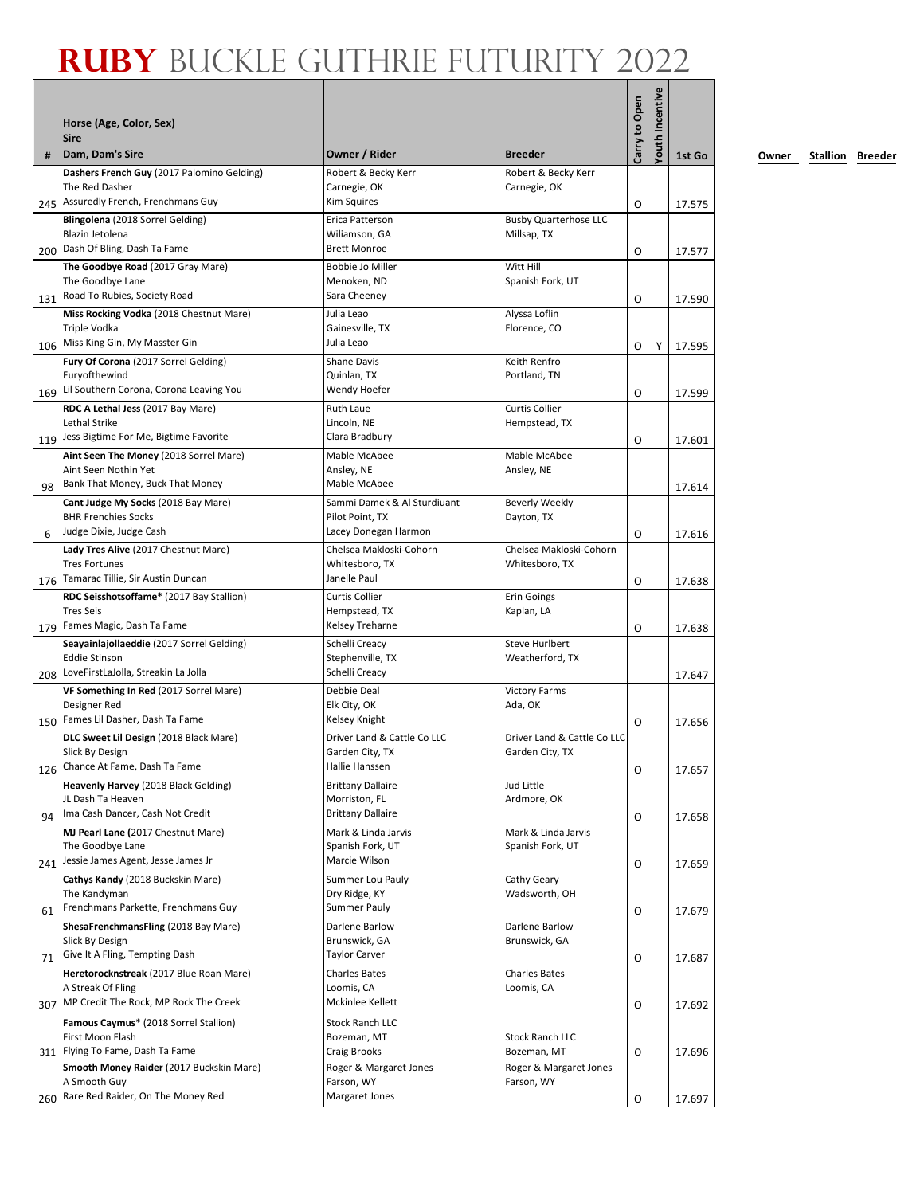# RUBY BUCKLE GUTHRIE FUTURITY 2022

| # | Horse (Age, Color, Sex)<br>Sire<br>Dam, Dam's Sire | Owner / Rider | Breeder | Carry to Open | Youth Incentive | 1st Go | Owner | Stallion | Breeder |
|---|---|---|---|---|---|---|---|---|---|
| 245 | **Dashers French Guy** (2017 Palomino Gelding)<br>The Red Dasher<br>Assuredly French, Frenchmans Guy | Robert & Becky Kerr<br>Carnegie, OK<br>Kim Squires | Robert & Becky Kerr<br>Carnegie, OK | O | | 17.575 | | | |
| 200 | **Blingolena** (2018 Sorrel Gelding)<br>Blazin Jetolena<br>Dash Of Bling, Dash Ta Fame | Erica Patterson<br>Wiliamson, GA<br>Brett Monroe | Busby Quarterhose LLC<br>Millsap, TX | O | | 17.577 | | | |
| 131 | **The Goodbye Road** (2017 Gray Mare)<br>The Goodbye Lane<br>Road To Rubies, Society Road | Bobbie Jo Miller<br>Menoken, ND<br>Sara Cheeney | Witt Hill<br>Spanish Fork, UT | O | | 17.590 | | | |
| 106 | **Miss Rocking Vodka** (2018 Chestnut Mare)<br>Triple Vodka<br>Miss King Gin, My Masster Gin | Julia Leao<br>Gainesville, TX<br>Julia Leao | Alyssa Loflin<br>Florence, CO | O | Y | 17.595 | | | |
| 169 | **Fury Of Corona** (2017 Sorrel Gelding)<br>Furyofthewind<br>Lil Southern Corona, Corona Leaving You | Shane Davis<br>Quinlan, TX<br>Wendy Hoefer | Keith Renfro<br>Portland, TN | O | | 17.599 | | | |
| 119 | **RDC A Lethal Jess** (2017 Bay Mare)<br>Lethal Strike<br>Jess Bigtime For Me, Bigtime Favorite | Ruth Laue<br>Lincoln, NE<br>Clara Bradbury | Curtis Collier<br>Hempstead, TX | O | | 17.601 | | | |
| 98 | **Aint Seen The Money** (2018 Sorrel Mare)<br>Aint Seen Nothin Yet<br>Bank That Money, Buck That Money | Mable McAbee<br>Ansley, NE<br>Mable McAbee | Mable McAbee<br>Ansley, NE | | | 17.614 | | | |
| 6 | **Cant Judge My Socks** (2018 Bay Mare)<br>BHR Frenchies Socks<br>Judge Dixie, Judge Cash | Sammi Damek & Al Sturdiuant<br>Pilot Point, TX<br>Lacey Donegan Harmon | Beverly Weekly<br>Dayton, TX | O | | 17.616 | | | |
| 176 | **Lady Tres Alive** (2017 Chestnut Mare)<br>Tres Fortunes<br>Tamarac Tillie, Sir Austin Duncan | Chelsea Makloski-Cohorn<br>Whitesboro, TX<br>Janelle Paul | Chelsea Makloski-Cohorn<br>Whitesboro, TX | O | | 17.638 | | | |
| 179 | **RDC Seisshotsoffame*** (2017 Bay Stallion)<br>Tres Seis<br>Fames Magic, Dash Ta Fame | Curtis Collier<br>Hempstead, TX<br>Kelsey Treharne | Erin Goings<br>Kaplan, LA | O | | 17.638 | | | |
| 208 | **Seayainlajollaeddie** (2017 Sorrel Gelding)<br>Eddie Stinson<br>LoveFirstLaJolla, Streakin La Jolla | Schelli Creacy<br>Stephenville, TX<br>Schelli Creacy | Steve Hurlbert<br>Weatherford, TX | | | 17.647 | | | |
| 150 | **VF Something In Red** (2017 Sorrel Mare)<br>Designer Red<br>Fames Lil Dasher, Dash Ta Fame | Debbie Deal<br>Elk City, OK<br>Kelsey Knight | Victory Farms<br>Ada, OK | O | | 17.656 | | | |
| 126 | **DLC Sweet Lil Design** (2018 Black Mare)<br>Slick By Design<br>Chance At Fame, Dash Ta Fame | Driver Land & Cattle Co LLC<br>Garden City, TX<br>Hallie Hanssen | Driver Land & Cattle Co LLC<br>Garden City, TX | O | | 17.657 | | | |
| 94 | **Heavenly Harvey** (2018 Black Gelding)<br>JL Dash Ta Heaven<br>Ima Cash Dancer, Cash Not Credit | Brittany Dallaire<br>Morriston, FL<br>Brittany Dallaire | Jud Little<br>Ardmore, OK | O | | 17.658 | | | |
| 241 | **MJ Pearl Lane (**2017 Chestnut Mare)<br>The Goodbye Lane<br>Jessie James Agent, Jesse James Jr | Mark & Linda Jarvis<br>Spanish Fork, UT<br>Marcie Wilson | Mark & Linda Jarvis<br>Spanish Fork, UT | O | | 17.659 | | | |
| 61 | **Cathys Kandy** (2018 Buckskin Mare)<br>The Kandyman<br>Frenchmans Parkette, Frenchmans Guy | Summer Lou Pauly<br>Dry Ridge, KY<br>Summer Pauly | Cathy Geary<br>Wadsworth, OH | O | | 17.679 | | | |
| 71 | **ShesaFrenchmansFling** (2018 Bay Mare)<br>Slick By Design<br>Give It A Fling, Tempting Dash | Darlene Barlow<br>Brunswick, GA<br>Taylor Carver | Darlene Barlow<br>Brunswick, GA | O | | 17.687 | | | |
| 307 | **Heretorocknstreak** (2017 Blue Roan Mare)<br>A Streak Of Fling<br>MP Credit The Rock, MP Rock The Creek | Charles Bates<br>Loomis, CA<br>Mckinlee Kellett | Charles Bates<br>Loomis, CA | O | | 17.692 | | | |
| 311 | **Famous Caymus*** (2018 Sorrel Stallion)<br>First Moon Flash<br>Flying To Fame, Dash Ta Fame | Stock Ranch LLC<br>Bozeman, MT<br>Craig Brooks | Stock Ranch LLC<br>Bozeman, MT | O | | 17.696 | | | |
| 260 | **Smooth Money Raider** (2017 Buckskin Mare)<br>A Smooth Guy<br>Rare Red Raider, On The Money Red | Roger & Margaret Jones<br>Farson, WY<br>Margaret Jones | Roger & Margaret Jones<br>Farson, WY | O | | 17.697 | | | |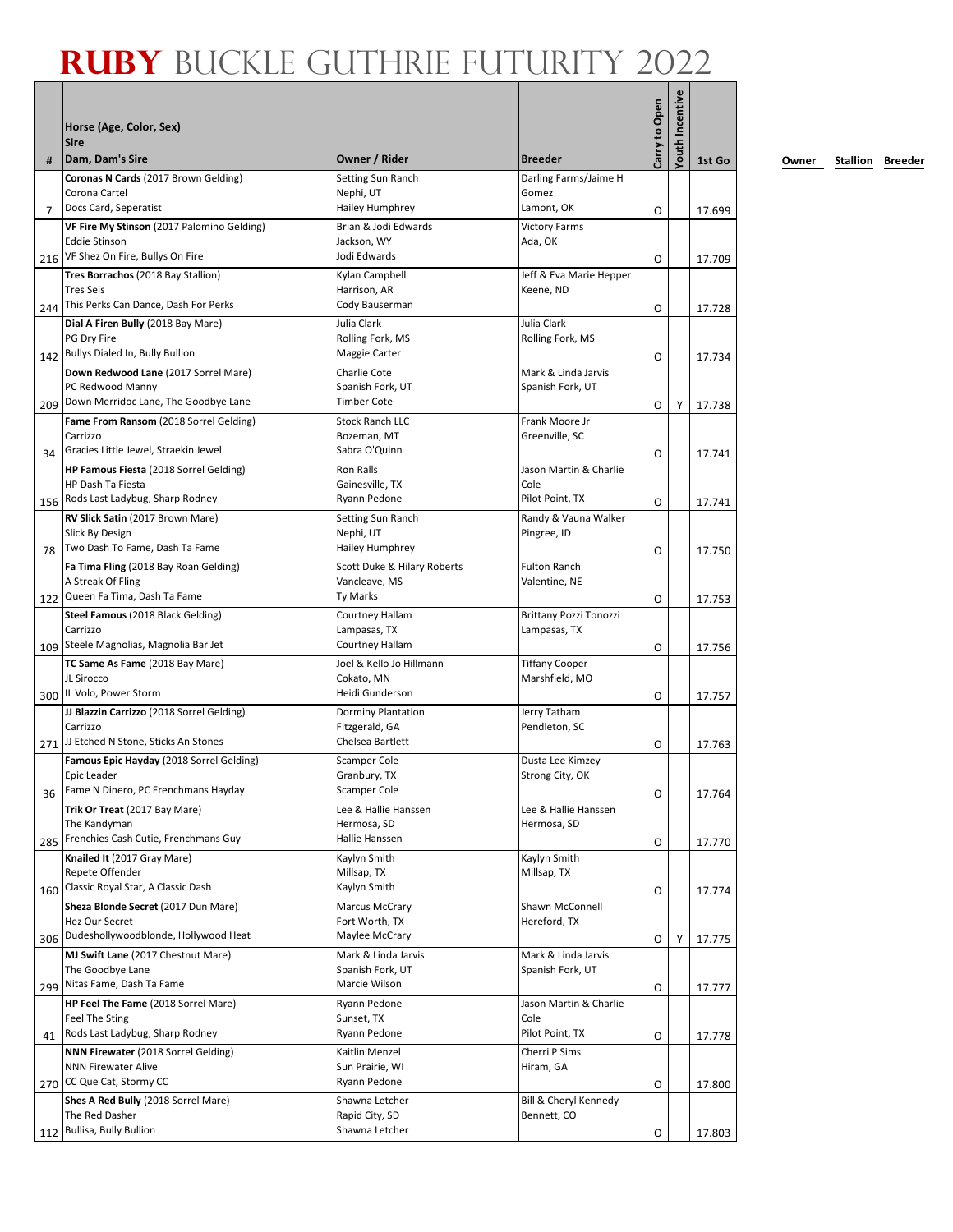# RUBY BUCKLE GUTHRIE FUTURITY 2022

| # | Horse (Age, Color, Sex) Sire Dam, Dam's Sire | Owner / Rider | Breeder | Carry to Open | Youth Incentive | 1st Go | Owner | Stallion | Breeder |
|---|---|---|---|---|---|---|---|---|---|
| 7 | **Coronas N Cards** (2017 Brown Gelding) Corona Cartel Docs Card, Seperatist | Setting Sun Ranch Nephi, UT Hailey Humphrey | Darling Farms/Jaime H Gomez Lamont, OK | O | | 17.699 | | | |
| 216 | **VF Fire My Stinson** (2017 Palomino Gelding) Eddie Stinson VF Shez On Fire, Bullys On Fire | Brian & Jodi Edwards Jackson, WY Jodi Edwards | Victory Farms Ada, OK | O | | 17.709 | | | |
| 244 | **Tres Borrachos** (2018 Bay Stallion) Tres Seis This Perks Can Dance, Dash For Perks | Kylan Campbell Harrison, AR Cody Bauserman | Jeff & Eva Marie Hepper Keene, ND | O | | 17.728 | | | |
| 142 | **Dial A Firen Bully** (2018 Bay Mare) PG Dry Fire Bullys Dialed In, Bully Bullion | Julia Clark Rolling Fork, MS Maggie Carter | Julia Clark Rolling Fork, MS | O | | 17.734 | | | |
| 209 | **Down Redwood Lane** (2017 Sorrel Mare) PC Redwood Manny Down Merridoc Lane, The Goodbye Lane | Charlie Cote Spanish Fork, UT Timber Cote | Mark & Linda Jarvis Spanish Fork, UT | O | Y | 17.738 | | | |
| 34 | **Fame From Ransom** (2018 Sorrel Gelding) Carrizzo Gracies Little Jewel, Straekin Jewel | Stock Ranch LLC Bozeman, MT Sabra O'Quinn | Frank Moore Jr Greenville, SC | O | | 17.741 | | | |
| 156 | **HP Famous Fiesta** (2018 Sorrel Gelding) HP Dash Ta Fiesta Rods Last Ladybug, Sharp Rodney | Ron Ralls Gainesville, TX Ryann Pedone | Jason Martin & Charlie Cole Pilot Point, TX | O | | 17.741 | | | |
| 78 | **RV Slick Satin** (2017 Brown Mare) Slick By Design Two Dash To Fame, Dash Ta Fame | Setting Sun Ranch Nephi, UT Hailey Humphrey | Randy & Vauna Walker Pingree, ID | O | | 17.750 | | | |
| 122 | **Fa Tima Fling** (2018 Bay Roan Gelding) A Streak Of Fling Queen Fa Tima, Dash Ta Fame | Scott Duke & Hilary Roberts Vancleave, MS Ty Marks | Fulton Ranch Valentine, NE | O | | 17.753 | | | |
| 109 | **Steel Famous** (2018 Black Gelding) Carrizzo Steele Magnolias, Magnolia Bar Jet | Courtney Hallam Lampasas, TX Courtney Hallam | Brittany Pozzi Tonozzi Lampasas, TX | O | | 17.756 | | | |
| 300 | **TC Same As Fame** (2018 Bay Mare) JL Sirocco IL Volo, Power Storm | Joel & Kello Jo Hillmann Cokato, MN Heidi Gunderson | Tiffany Cooper Marshfield, MO | O | | 17.757 | | | |
| 271 | **JJ Blazzin Carrizzo** (2018 Sorrel Gelding) Carrizzo JJ Etched N Stone, Sticks An Stones | Dorminy Plantation Fitzgerald, GA Chelsea Bartlett | Jerry Tatham Pendleton, SC | O | | 17.763 | | | |
| 36 | **Famous Epic Hayday** (2018 Sorrel Gelding) Epic Leader Fame N Dinero, PC Frenchmans Hayday | Scamper Cole Granbury, TX Scamper Cole | Dusta Lee Kimzey Strong City, OK | O | | 17.764 | | | |
| 285 | **Trik Or Treat** (2017 Bay Mare) The Kandyman Frenchies Cash Cutie, Frenchmans Guy | Lee & Hallie Hanssen Hermosa, SD Hallie Hanssen | Lee & Hallie Hanssen Hermosa, SD | O | | 17.770 | | | |
| 160 | **Knailed It** (2017 Gray Mare) Repete Offender Classic Royal Star, A Classic Dash | Kaylyn Smith Millsap, TX Kaylyn Smith | Kaylyn Smith Millsap, TX | O | | 17.774 | | | |
| 306 | **Sheza Blonde Secret** (2017 Dun Mare) Hez Our Secret Dudeshollywoodblonde, Hollywood Heat | Marcus McCrary Fort Worth, TX Maylee McCrary | Shawn McConnell Hereford, TX | O | Y | 17.775 | | | |
| 299 | **MJ Swift Lane** (2017 Chestnut Mare) The Goodbye Lane Nitas Fame, Dash Ta Fame | Mark & Linda Jarvis Spanish Fork, UT Marcie Wilson | Mark & Linda Jarvis Spanish Fork, UT | O | | 17.777 | | | |
| 41 | **HP Feel The Fame** (2018 Sorrel Mare) Feel The Sting Rods Last Ladybug, Sharp Rodney | Ryann Pedone Sunset, TX Ryann Pedone | Jason Martin & Charlie Cole Pilot Point, TX | O | | 17.778 | | | |
| 270 | **NNN Firewater** (2018 Sorrel Gelding) NNN Firewater Alive CC Que Cat, Stormy CC | Kaitlin Menzel Sun Prairie, WI Ryann Pedone | Cherri P Sims Hiram, GA | O | | 17.800 | | | |
| 112 | **Shes A Red Bully** (2018 Sorrel Mare) The Red Dasher Bullisa, Bully Bullion | Shawna Letcher Rapid City, SD Shawna Letcher | Bill & Cheryl Kennedy Bennett, CO | O | | 17.803 | | | |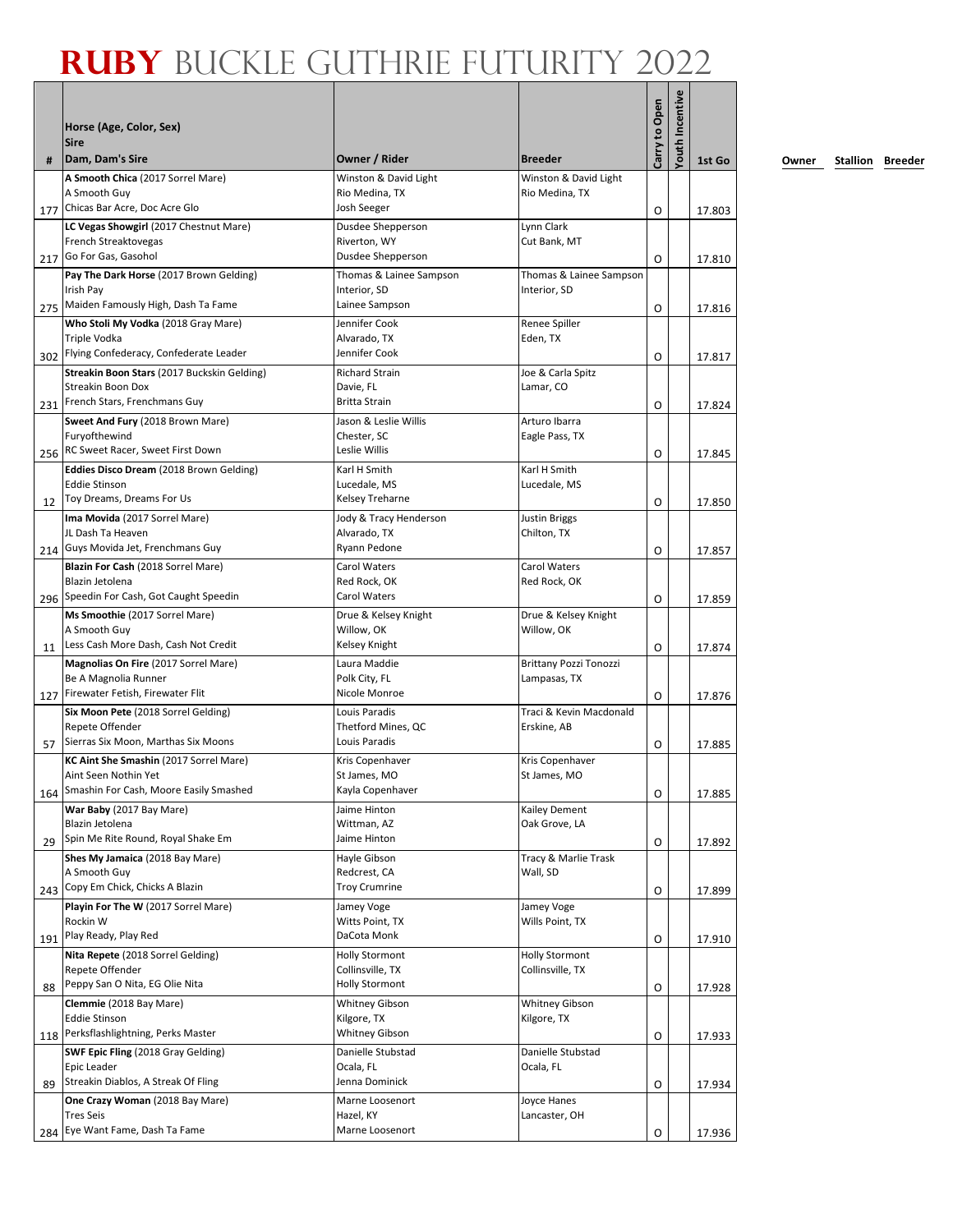# RUBY BUCKLE GUTHRIE FUTURITY 2022

| # | Horse (Age, Color, Sex) / Sire / Dam, Dam's Sire | Owner / Rider | Breeder | Carry to Open | Youth Incentive | 1st Go |
|---|---|---|---|---|---|---|
| 177 | **A Smooth Chica** (2017 Sorrel Mare) A Smooth Guy Chicas Bar Acre, Doc Acre Glo | Winston & David Light Rio Medina, TX Josh Seeger | Winston & David Light Rio Medina, TX | O | | 17.803 |
| 217 | **LC Vegas Showgirl** (2017 Chestnut Mare) French Streaktovegas Go For Gas, Gasohol | Dusdee Shepperson Riverton, WY Dusdee Shepperson | Lynn Clark Cut Bank, MT | O | | 17.810 |
| 275 | **Pay The Dark Horse** (2017 Brown Gelding) Irish Pay Maiden Famously High, Dash Ta Fame | Thomas & Lainee Sampson Interior, SD Lainee Sampson | Thomas & Lainee Sampson Interior, SD | O | | 17.816 |
| 302 | **Who Stoli My Vodka** (2018 Gray Mare) Triple Vodka Flying Confederacy, Confederate Leader | Jennifer Cook Alvarado, TX Jennifer Cook | Renee Spiller Eden, TX | O | | 17.817 |
| 231 | **Streakin Boon Stars** (2017 Buckskin Gelding) Streakin Boon Dox French Stars, Frenchmans Guy | Richard Strain Davie, FL Britta Strain | Joe & Carla Spitz Lamar, CO | O | | 17.824 |
| 256 | **Sweet And Fury** (2018 Brown Mare) Furyofthewind RC Sweet Racer, Sweet First Down | Jason & Leslie Willis Chester, SC Leslie Willis | Arturo Ibarra Eagle Pass, TX | O | | 17.845 |
| 12 | **Eddies Disco Dream** (2018 Brown Gelding) Eddie Stinson Toy Dreams, Dreams For Us | Karl H Smith Lucedale, MS Kelsey Treharne | Karl H Smith Lucedale, MS | O | | 17.850 |
| 214 | **Ima Movida** (2017 Sorrel Mare) JL Dash Ta Heaven Guys Movida Jet, Frenchmans Guy | Jody & Tracy Henderson Alvarado, TX Ryann Pedone | Justin Briggs Chilton, TX | O | | 17.857 |
| 296 | **Blazin For Cash** (2018 Sorrel Mare) Blazin Jetolena Speedin For Cash, Got Caught Speedin | Carol Waters Red Rock, OK Carol Waters | Carol Waters Red Rock, OK | O | | 17.859 |
| 11 | **Ms Smoothie** (2017 Sorrel Mare) A Smooth Guy Less Cash More Dash, Cash Not Credit | Drue & Kelsey Knight Willow, OK Kelsey Knight | Drue & Kelsey Knight Willow, OK | O | | 17.874 |
| 127 | **Magnolias On Fire** (2017 Sorrel Mare) Be A Magnolia Runner Firewater Fetish, Firewater Flit | Laura Maddie Polk City, FL Nicole Monroe | Brittany Pozzi Tonozzi Lampasas, TX | O | | 17.876 |
| 57 | **Six Moon Pete** (2018 Sorrel Gelding) Repete Offender Sierras Six Moon, Marthas Six Moons | Louis Paradis Thetford Mines, QC Louis Paradis | Traci & Kevin Macdonald Erskine, AB | O | | 17.885 |
| 164 | **KC Aint She Smashin** (2017 Sorrel Mare) Aint Seen Nothin Yet Smashin For Cash, Moore Easily Smashed | Kris Copenhaver St James, MO Kayla Copenhaver | Kris Copenhaver St James, MO | O | | 17.885 |
| 29 | **War Baby** (2017 Bay Mare) Blazin Jetolena Spin Me Rite Round, Royal Shake Em | Jaime Hinton Wittman, AZ Jaime Hinton | Kailey Dement Oak Grove, LA | O | | 17.892 |
| 243 | **Shes My Jamaica** (2018 Bay Mare) A Smooth Guy Copy Em Chick, Chicks A Blazin | Hayle Gibson Redcrest, CA Troy Crumrine | Tracy & Marlie Trask Wall, SD | O | | 17.899 |
| 191 | **Playin For The W** (2017 Sorrel Mare) Rockin W Play Ready, Play Red | Jamey Voge Witts Point, TX DaCota Monk | Jamey Voge Wills Point, TX | O | | 17.910 |
| 88 | **Nita Repete** (2018 Sorrel Gelding) Repete Offender Peppy San O Nita, EG Olie Nita | Holly Stormont Collinsville, TX Holly Stormont | Holly Stormont Collinsville, TX | O | | 17.928 |
| 118 | **Clemmie** (2018 Bay Mare) Eddie Stinson Perksflashlightning, Perks Master | Whitney Gibson Kilgore, TX Whitney Gibson | Whitney Gibson Kilgore, TX | O | | 17.933 |
| 89 | **SWF Epic Fling** (2018 Gray Gelding) Epic Leader Streakin Diablos, A Streak Of Fling | Danielle Stubstad Ocala, FL Jenna Dominick | Danielle Stubstad Ocala, FL | O | | 17.934 |
| 284 | **One Crazy Woman** (2018 Bay Mare) Tres Seis Eye Want Fame, Dash Ta Fame | Marne Loosenort Hazel, KY Marne Loosenort | Joyce Hanes Lancaster, OH | O | | 17.936 |

| Owner | Stallion | Breeder |
|---|---|---|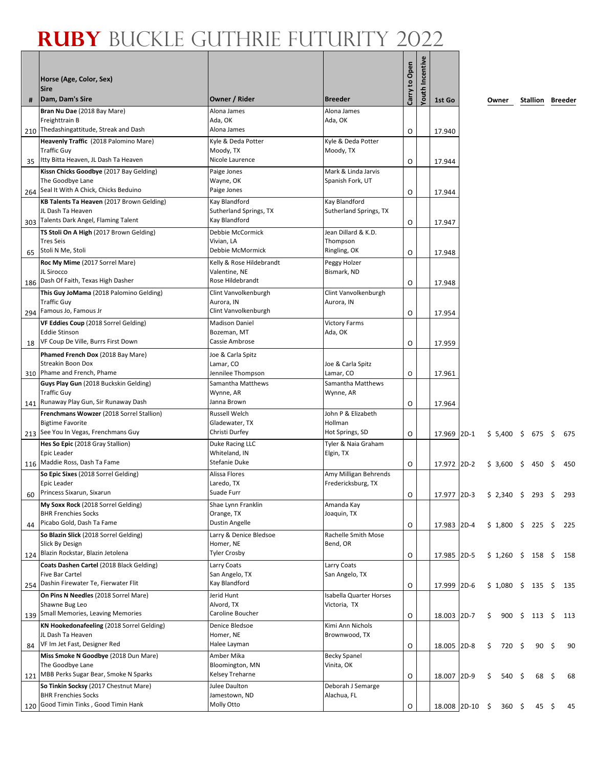# RUBY BUCKLE GUTHRIE FUTURITY 2022

| # | Horse (Age, Color, Sex)<br>Sire<br>Dam, Dam's Sire | Owner / Rider | Breeder | Carry to Open | Youth Incentive | 1st Go | | Owner | Stallion | Breeder |
|---|---|---|---|---|---|---|---|---|---|---|
| 210 | **Bran Nu Dae** (2018 Bay Mare)<br>Freighttrain B<br>Thedashingattitude, Streak and Dash | Alona James<br>Ada, OK<br>Alona James | Alona James<br>Ada, OK | O | | 17.940 | | | | |
| 35 | **Heavenly Traffic** (2018 Palomino Mare)<br>Traffic Guy<br>Itty Bitta Heaven, JL Dash Ta Heaven | Kyle & Deda Potter<br>Moody, TX<br>Nicole Laurence | Kyle & Deda Potter<br>Moody, TX | O | | 17.944 | | | | |
| 264 | **Kissn Chicks Goodbye** (2017 Bay Gelding)<br>The Goodbye Lane<br>Seal It With A Chick, Chicks Beduino | Paige Jones<br>Wayne, OK<br>Paige Jones | Mark & Linda Jarvis<br>Spanish Fork, UT | O | | 17.944 | | | | |
| 303 | **KB Talents Ta Heaven** (2017 Brown Gelding)<br>JL Dash Ta Heaven<br>Talents Dark Angel, Flaming Talent | Kay Blandford<br>Sutherland Springs, TX<br>Kay Blandford | Kay Blandford<br>Sutherland Springs, TX | O | | 17.947 | | | | |
| 65 | **TS Stoli On A High** (2017 Brown Gelding)<br>Tres Seis<br>Stoli N Me, Stoli | Debbie McCormick<br>Vivian, LA<br>Debbie McMormick | Jean Dillard & K.D. Thompson<br>Ringling, OK | O | | 17.948 | | | | |
| 186 | **Roc My Mime** (2017 Sorrel Mare)<br>JL Sirocco<br>Dash Of Faith, Texas High Dasher | Kelly & Rose Hildebrandt<br>Valentine, NE<br>Rose Hildebrandt | Peggy Holzer<br>Bismark, ND | O | | 17.948 | | | | |
| 294 | **This Guy JoMama** (2018 Palomino Gelding)<br>Traffic Guy<br>Famous Jo, Famous Jr | Clint Vanvolkenburgh<br>Aurora, IN<br>Clint Vanvolkenburgh | Clint Vanvolkenburgh<br>Aurora, IN | O | | 17.954 | | | | |
| 18 | **VF Eddies Coup** (2018 Sorrel Gelding)<br>Eddie Stinson<br>VF Coup De Ville, Burrs First Down | Madison Daniel<br>Bozeman, MT<br>Cassie Ambrose | Victory Farms<br>Ada, OK | O | | 17.959 | | | | |
| 310 | **Phamed French Dox** (2018 Bay Mare)<br>Streakin Boon Dox<br>Phame and French, Phame | Joe & Carla Spitz<br>Lamar, CO<br>Jennilee Thompson | Joe & Carla Spitz<br>Lamar, CO | O | | 17.961 | | | | |
| 141 | **Guys Play Gun** (2018 Buckskin Gelding)<br>Traffic Guy<br>Runaway Play Gun, Sir Runaway Dash | Samantha Matthews<br>Wynne, AR<br>Janna Brown | Samantha Matthews<br>Wynne, AR | O | | 17.964 | | | | |
| 213 | **Frenchmans Wowzer** (2018 Sorrel Stallion)<br>Bigtime Favorite<br>See You In Vegas, Frenchmans Guy | Russell Welch<br>Gladewater, TX<br>Christi Durfey | John P & Elizabeth Hollman<br>Hot Springs, SD | O | | 17.969 | 2D-1 | $ 5,400 | $ 675 | $ 675 |
| 116 | **Hes So Epic** (2018 Gray Stallion)<br>Epic Leader<br>Maddie Ross, Dash Ta Fame | Duke Racing LLC<br>Whiteland, IN<br>Stefanie Duke | Tyler & Naia Graham<br>Elgin, TX | O | | 17.972 | 2D-2 | $ 3,600 | $ 450 | $ 450 |
| 60 | **So Epic Sixes** (2018 Sorrel Gelding)<br>Epic Leader<br>Princess Sixarun, Sixarun | Alissa Flores<br>Laredo, TX<br>Suade Furr | Amy Milligan Behrends<br>Fredericksburg, TX | O | | 17.977 | 2D-3 | $ 2,340 | $ 293 | $ 293 |
| 44 | **My Soxx Rock** (2018 Sorrel Gelding)<br>BHR Frenchies Socks<br>Picabo Gold, Dash Ta Fame | Shae Lynn Franklin<br>Orange, TX<br>Dustin Angelle | Amanda Kay<br>Joaquin, TX | O | | 17.983 | 2D-4 | $ 1,800 | $ 225 | $ 225 |
| 124 | **So Blazin Slick** (2018 Sorrel Gelding)<br>Slick By Design<br>Blazin Rockstar, Blazin Jetolena | Larry & Denice Bledsoe<br>Homer, NE<br>Tyler Crosby | Rachelle Smith Mose<br>Bend, OR | O | | 17.985 | 2D-5 | $ 1,260 | $ 158 | $ 158 |
| 254 | **Coats Dashen Cartel** (2018 Black Gelding)<br>Five Bar Cartel<br>Dashin Firewater Te, Fierwater Flit | Larry Coats<br>San Angelo, TX<br>Kay Blandford | Larry Coats<br>San Angelo, TX | O | | 17.999 | 2D-6 | $ 1,080 | $ 135 | $ 135 |
| 139 | **On Pins N Needles** (2018 Sorrel Mare)<br>Shawne Bug Leo<br>Small Memories, Leaving Memories | Jerid Hunt<br>Alvord, TX<br>Caroline Boucher | Isabella Quarter Horses<br>Victoria, TX | O | | 18.003 | 2D-7 | $ 900 | $ 113 | $ 113 |
| 84 | **KN Hookedonafeeling** (2018 Sorrel Gelding)<br>JL Dash Ta Heaven<br>VF Im Jet Fast, Designer Red | Denice Bledsoe<br>Homer, NE<br>Halee Layman | Kimi Ann Nichols<br>Brownwood, TX | O | | 18.005 | 2D-8 | $ 720 | $ 90 | $ 90 |
| 121 | **Miss Smoke N Goodbye** (2018 Dun Mare)<br>The Goodbye Lane<br>MBB Perks Sugar Bear, Smoke N Sparks | Amber Mika<br>Bloomington, MN<br>Kelsey Treharne | Becky Spanel<br>Vinita, OK | O | | 18.007 | 2D-9 | $ 540 | $ 68 | $ 68 |
| 120 | **So Tinkin Socksy** (2017 Chestnut Mare)<br>BHR Frenchies Socks<br>Good Timin Tinks , Good Timin Hank | Julee Daulton<br>Jamestown, ND<br>Molly Otto | Deborah J Semarge<br>Alachua, FL | O | | 18.008 | 2D-10 | $ 360 | $ 45 | $ 45 |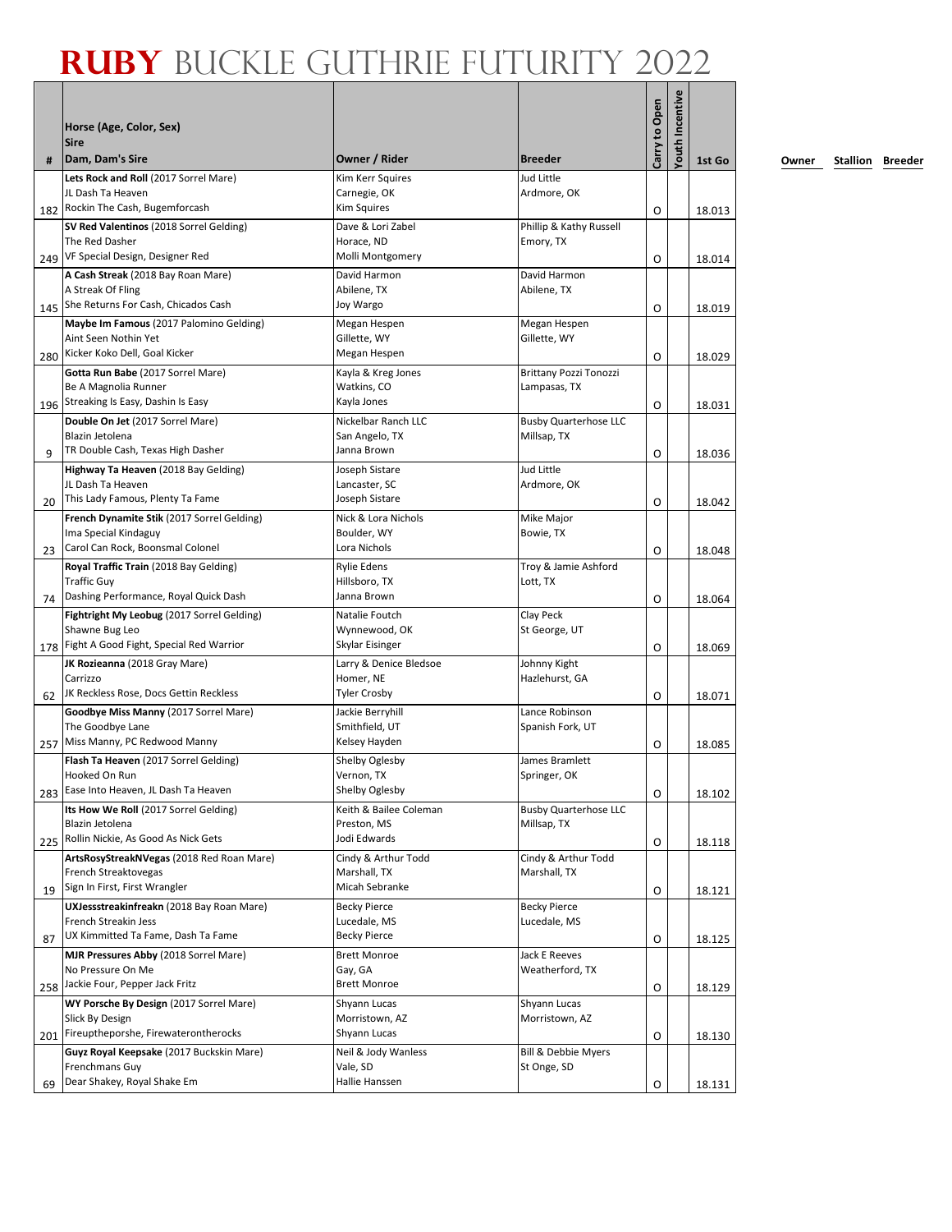# RUBY BUCKLE GUTHRIE FUTURITY 2022

| # | Horse (Age, Color, Sex)<br>Sire<br>Dam, Dam's Sire | Owner / Rider | Breeder | Carry to Open | Youth Incentive | 1st Go | Owner | Stallion | Breeder |
|---|---|---|---|---|---|---|---|---|---|
| 182 | **Lets Rock and Roll** (2017 Sorrel Mare)<br>JL Dash Ta Heaven<br>Rockin The Cash, Bugemforcash | Kim Kerr Squires<br>Carnegie, OK<br>Kim Squires | Jud Little<br>Ardmore, OK | O | | 18.013 | | | |
| 249 | **SV Red Valentinos** (2018 Sorrel Gelding)<br>The Red Dasher<br>VF Special Design, Designer Red | Dave & Lori Zabel<br>Horace, ND<br>Molli Montgomery | Phillip & Kathy Russell<br>Emory, TX | O | | 18.014 | | | |
| 145 | **A Cash Streak** (2018 Bay Roan Mare)<br>A Streak Of Fling<br>She Returns For Cash, Chicados Cash | David Harmon<br>Abilene, TX<br>Joy Wargo | David Harmon<br>Abilene, TX | O | | 18.019 | | | |
| 280 | **Maybe Im Famous** (2017 Palomino Gelding)<br>Aint Seen Nothin Yet<br>Kicker Koko Dell, Goal Kicker | Megan Hespen<br>Gillette, WY<br>Megan Hespen | Megan Hespen<br>Gillette, WY | O | | 18.029 | | | |
| 196 | **Gotta Run Babe** (2017 Sorrel Mare)<br>Be A Magnolia Runner<br>Streaking Is Easy, Dashin Is Easy | Kayla & Kreg Jones<br>Watkins, CO<br>Kayla Jones | Brittany Pozzi Tonozzi<br>Lampasas, TX | O | | 18.031 | | | |
| 9 | **Double On Jet** (2017 Sorrel Mare)<br>Blazin Jetolena<br>TR Double Cash, Texas High Dasher | Nickelbar Ranch LLC<br>San Angelo, TX<br>Janna Brown | Busby Quarterhose LLC<br>Millsap, TX | O | | 18.036 | | | |
| 20 | **Highway Ta Heaven** (2018 Bay Gelding)<br>JL Dash Ta Heaven<br>This Lady Famous, Plenty Ta Fame | Joseph Sistare<br>Lancaster, SC<br>Joseph Sistare | Jud Little<br>Ardmore, OK | O | | 18.042 | | | |
| 23 | **French Dynamite Stik** (2017 Sorrel Gelding)<br>Ima Special Kindaguy<br>Carol Can Rock, Boonsmal Colonel | Nick & Lora Nichols<br>Boulder, WY<br>Lora Nichols | Mike Major<br>Bowie, TX | O | | 18.048 | | | |
| 74 | **Royal Traffic Train** (2018 Bay Gelding)<br>Traffic Guy<br>Dashing Performance, Royal Quick Dash | Rylie Edens<br>Hillsboro, TX<br>Janna Brown | Troy & Jamie Ashford<br>Lott, TX | O | | 18.064 | | | |
| 178 | **Fightright My Leobug** (2017 Sorrel Gelding)<br>Shawne Bug Leo<br>Fight A Good Fight, Special Red Warrior | Natalie Foutch<br>Wynnewood, OK<br>Skylar Eisinger | Clay Peck<br>St George, UT | O | | 18.069 | | | |
| 62 | **JK Rozieanna** (2018 Gray Mare)<br>Carrizzo<br>JK Reckless Rose, Docs Gettin Reckless | Larry & Denice Bledsoe<br>Homer, NE<br>Tyler Crosby | Johnny Kight<br>Hazlehurst, GA | O | | 18.071 | | | |
| 257 | **Goodbye Miss Manny** (2017 Sorrel Mare)<br>The Goodbye Lane<br>Miss Manny, PC Redwood Manny | Jackie Berryhill<br>Smithfield, UT<br>Kelsey Hayden | Lance Robinson<br>Spanish Fork, UT | O | | 18.085 | | | |
| 283 | **Flash Ta Heaven** (2017 Sorrel Gelding)<br>Hooked On Run<br>Ease Into Heaven, JL Dash Ta Heaven | Shelby Oglesby<br>Vernon, TX<br>Shelby Oglesby | James Bramlett<br>Springer, OK | O | | 18.102 | | | |
| 225 | **Its How We Roll** (2017 Sorrel Gelding)<br>Blazin Jetolena<br>Rollin Nickie, As Good As Nick Gets | Keith & Bailee Coleman<br>Preston, MS<br>Jodi Edwards | Busby Quarterhose LLC<br>Millsap, TX | O | | 18.118 | | | |
| 19 | **ArtsRosyStreakNVegas** (2018 Red Roan Mare)<br>French Streaktovegas<br>Sign In First, First Wrangler | Cindy & Arthur Todd<br>Marshall, TX<br>Micah Sebranke | Cindy & Arthur Todd<br>Marshall, TX | O | | 18.121 | | | |
| 87 | **UXJessstreakinfreakn** (2018 Bay Roan Mare)<br>French Streakin Jess<br>UX Kimmitted Ta Fame, Dash Ta Fame | Becky Pierce<br>Lucedale, MS<br>Becky Pierce | Becky Pierce<br>Lucedale, MS | O | | 18.125 | | | |
| 258 | **MJR Pressures Abby** (2018 Sorrel Mare)<br>No Pressure On Me<br>Jackie Four, Pepper Jack Fritz | Brett Monroe<br>Gay, GA<br>Brett Monroe | Jack E Reeves<br>Weatherford, TX | O | | 18.129 | | | |
| 201 | **WY Porsche By Design** (2017 Sorrel Mare)<br>Slick By Design<br>Fireuptheporshe, Firewaterontherocks | Shyann Lucas<br>Morristown, AZ<br>Shyann Lucas | Shyann Lucas<br>Morristown, AZ | O | | 18.130 | | | |
| 69 | **Guyz Royal Keepsake** (2017 Buckskin Mare)<br>Frenchmans Guy<br>Dear Shakey, Royal Shake Em | Neil & Jody Wanless<br>Vale, SD<br>Hallie Hanssen | Bill & Debbie Myers<br>St Onge, SD | O | | 18.131 | | | |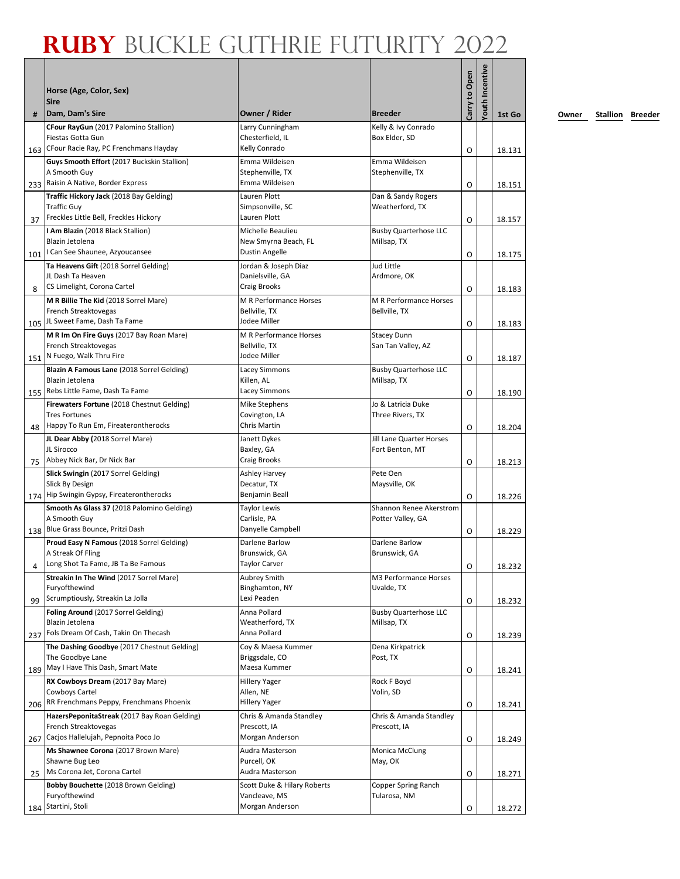# RUBY BUCKLE GUTHRIE FUTURITY 2022

| # | Horse (Age, Color, Sex) Sire Dam, Dam's Sire | Owner / Rider | Breeder | Carry to Open | Youth Incentive | 1st Go | Owner | Stallion | Breeder |
|---|---|---|---|---|---|---|---|---|---|
| 163 | **CFour RayGun** (2017 Palomino Stallion) Fiestas Gotta Gun CFour Racie Ray, PC Frenchmans Hayday | Larry Cunningham Chesterfield, IL Kelly Conrado | Kelly & Ivy Conrado Box Elder, SD | O | | 18.131 | | | |
| 233 | **Guys Smooth Effort** (2017 Buckskin Stallion) A Smooth Guy Raisin A Native, Border Express | Emma Wildeisen Stephenville, TX Emma Wildeisen | Emma Wildeisen Stephenville, TX | O | | 18.151 | | | |
| 37 | **Traffic Hickory Jack** (2018 Bay Gelding) Traffic Guy Freckles Little Bell, Freckles Hickory | Lauren Plott Simpsonville, SC Lauren Plott | Dan & Sandy Rogers Weatherford, TX | O | | 18.157 | | | |
| 101 | **I Am Blazin** (2018 Black Stallion) Blazin Jetolena I Can See Shaunee, Azyoucansee | Michelle Beaulieu New Smyrna Beach, FL Dustin Angelle | Busby Quarterhose LLC Millsap, TX | O | | 18.175 | | | |
| 8 | **Ta Heavens Gift** (2018 Sorrel Gelding) JL Dash Ta Heaven CS Limelight, Corona Cartel | Jordan & Joseph Diaz Danielsville, GA Craig Brooks | Jud Little Ardmore, OK | O | | 18.183 | | | |
| 105 | **M R Billie The Kid** (2018 Sorrel Mare) French Streaktovegas JL Sweet Fame, Dash Ta Fame | M R Performance Horses Bellville, TX Jodee Miller | M R Performance Horses Bellville, TX | O | | 18.183 | | | |
| 151 | **M R Im On Fire Guys** (2017 Bay Roan Mare) French Streaktovegas N Fuego, Walk Thru Fire | M R Performance Horses Bellville, TX Jodee Miller | Stacey Dunn San Tan Valley, AZ | O | | 18.187 | | | |
| 155 | **Blazin A Famous Lane** (2018 Sorrel Gelding) Blazin Jetolena Rebs Little Fame, Dash Ta Fame | Lacey Simmons Killen, AL Lacey Simmons | Busby Quarterhose LLC Millsap, TX | O | | 18.190 | | | |
| 48 | **Firewaters Fortune** (2018 Chestnut Gelding) Tres Fortunes Happy To Run Em, Fireaterontherocks | Mike Stephens Covington, LA Chris Martin | Jo & Latricia Duke Three Rivers, TX | O | | 18.204 | | | |
| 75 | **JL Dear Abby** (2018 Sorrel Mare) JL Sirocco Abbey Nick Bar, Dr Nick Bar | Janett Dykes Baxley, GA Craig Brooks | Jill Lane Quarter Horses Fort Benton, MT | O | | 18.213 | | | |
| 174 | **Slick Swingin** (2017 Sorrel Gelding) Slick By Design Hip Swingin Gypsy, Fireaterontherocks | Ashley Harvey Decatur, TX Benjamin Beall | Pete Oen Maysville, OK | O | | 18.226 | | | |
| 138 | **Smooth As Glass 37** (2018 Palomino Gelding) A Smooth Guy Blue Grass Bounce, Pritzi Dash | Taylor Lewis Carlisle, PA Danyelle Campbell | Shannon Renee Akerstrom Potter Valley, GA | O | | 18.229 | | | |
| 4 | **Proud Easy N Famous** (2018 Sorrel Gelding) A Streak Of Fling Long Shot Ta Fame, JB Ta Be Famous | Darlene Barlow Brunswick, GA Taylor Carver | Darlene Barlow Brunswick, GA | O | | 18.232 | | | |
| 99 | **Streakin In The Wind** (2017 Sorrel Mare) Furyofthewind Scrumptiously, Streakin La Jolla | Aubrey Smith Binghamton, NY Lexi Peaden | M3 Performance Horses Uvalde, TX | O | | 18.232 | | | |
| 237 | **Foling Around** (2017 Sorrel Gelding) Blazin Jetolena Fols Dream Of Cash, Takin On Thecash | Anna Pollard Weatherford, TX Anna Pollard | Busby Quarterhose LLC Millsap, TX | O | | 18.239 | | | |
| 189 | **The Dashing Goodbye** (2017 Chestnut Gelding) The Goodbye Lane May I Have This Dash, Smart Mate | Coy & Maesa Kummer Briggsdale, CO Maesa Kummer | Dena Kirkpatrick Post, TX | O | | 18.241 | | | |
| 206 | **RX Cowboys Dream** (2017 Bay Mare) Cowboys Cartel RR Frenchmans Peppy, Frenchmans Phoenix | Hillery Yager Allen, NE Hillery Yager | Rock F Boyd Volin, SD | O | | 18.241 | | | |
| 267 | **HazersPeponitaStreak** (2017 Bay Roan Gelding) French Streaktovegas Cacjos Hallelujah, Pepnoita Poco Jo | Chris & Amanda Standley Prescott, IA Morgan Anderson | Chris & Amanda Standley Prescott, IA | O | | 18.249 | | | |
| 25 | **Ms Shawnee Corona** (2017 Brown Mare) Shawne Bug Leo Ms Corona Jet, Corona Cartel | Audra Masterson Purcell, OK Audra Masterson | Monica McClung May, OK | O | | 18.271 | | | |
| 184 | **Bobby Bouchette** (2018 Brown Gelding) Furyofthewind Startini, Stoli | Scott Duke & Hilary Roberts Vancleave, MS Morgan Anderson | Copper Spring Ranch Tularosa, NM | O | | 18.272 | | | |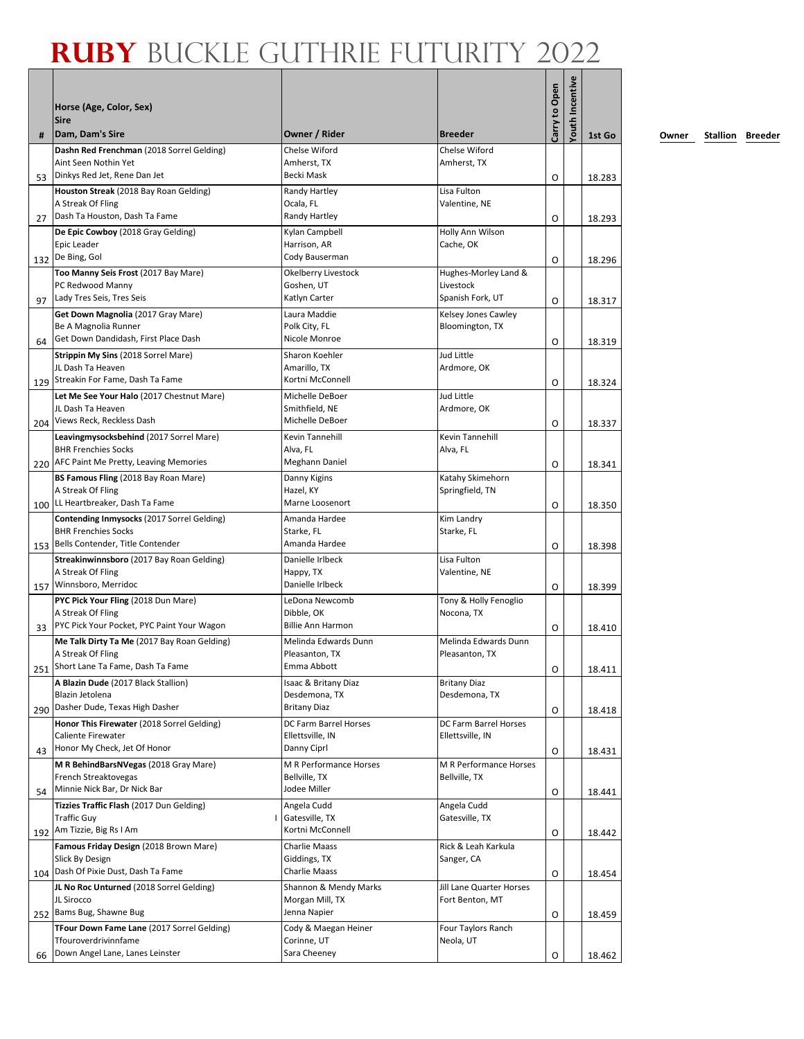# RUBY BUCKLE GUTHRIE FUTURITY 2022

| # | Horse (Age, Color, Sex) / Sire / Dam, Dam's Sire | Owner / Rider | Breeder | Carry to Open | Youth Incentive | 1st Go | Owner | Stallion | Breeder |
|---|---|---|---|---|---|---|---|---|---|
| 53 | **Dashn Red Frenchman** (2018 Sorrel Gelding) Aint Seen Nothin Yet Dinkys Red Jet, Rene Dan Jet | Chelse Wiford Amherst, TX Becki Mask | Chelse Wiford Amherst, TX | O | | 18.283 | | | |
| 27 | **Houston Streak** (2018 Bay Roan Gelding) A Streak Of Fling Dash Ta Houston, Dash Ta Fame | Randy Hartley Ocala, FL Randy Hartley | Lisa Fulton Valentine, NE | O | | 18.293 | | | |
| 132 | **De Epic Cowboy** (2018 Gray Gelding) Epic Leader De Bing, Gol | Kylan Campbell Harrison, AR Cody Bauserman | Holly Ann Wilson Cache, OK | O | | 18.296 | | | |
| 97 | **Too Manny Seis Frost** (2017 Bay Mare) PC Redwood Manny Lady Tres Seis, Tres Seis | Okelberry Livestock Goshen, UT Katlyn Carter | Hughes-Morley Land & Livestock Spanish Fork, UT | O | | 18.317 | | | |
| 64 | **Get Down Magnolia** (2017 Gray Mare) Be A Magnolia Runner Get Down Dandidash, First Place Dash | Laura Maddie Polk City, FL Nicole Monroe | Kelsey Jones Cawley Bloomington, TX | O | | 18.319 | | | |
| 129 | **Strippin My Sins** (2018 Sorrel Mare) JL Dash Ta Heaven Streakin For Fame, Dash Ta Fame | Sharon Koehler Amarillo, TX Kortni McConnell | Jud Little Ardmore, OK | O | | 18.324 | | | |
| 204 | **Let Me See Your Halo** (2017 Chestnut Mare) JL Dash Ta Heaven Views Reck, Reckless Dash | Michelle DeBoer Smithfield, NE Michelle DeBoer | Jud Little Ardmore, OK | O | | 18.337 | | | |
| 220 | **Leavingmysocksbehind** (2017 Sorrel Mare) BHR Frenchies Socks AFC Paint Me Pretty, Leaving Memories | Kevin Tannehill Alva, FL Meghann Daniel | Kevin Tannehill Alva, FL | O | | 18.341 | | | |
| 100 | **BS Famous Fling** (2018 Bay Roan Mare) A Streak Of Fling LL Heartbreaker, Dash Ta Fame | Danny Kigins Hazel, KY Marne Loosenort | Katahy Skimehorn Springfield, TN | O | | 18.350 | | | |
| 153 | **Contending Inmysocks** (2017 Sorrel Gelding) BHR Frenchies Socks Bells Contender, Title Contender | Amanda Hardee Starke, FL Amanda Hardee | Kim Landry Starke, FL | O | | 18.398 | | | |
| 157 | **Streakinwinnsboro** (2017 Bay Roan Gelding) A Streak Of Fling Winnsboro, Merridoc | Danielle Irlbeck Happy, TX Danielle Irlbeck | Lisa Fulton Valentine, NE | O | | 18.399 | | | |
| 33 | **PYC Pick Your Fling** (2018 Dun Mare) A Streak Of Fling PYC Pick Your Pocket, PYC Paint Your Wagon | LeDona Newcomb Dibble, OK Billie Ann Harmon | Tony & Holly Fenoglio Nocona, TX | O | | 18.410 | | | |
| 251 | **Me Talk Dirty Ta Me** (2017 Bay Roan Gelding) A Streak Of Fling Short Lane Ta Fame, Dash Ta Fame | Melinda Edwards Dunn Pleasanton, TX Emma Abbott | Melinda Edwards Dunn Pleasanton, TX | O | | 18.411 | | | |
| 290 | **A Blazin Dude** (2017 Black Stallion) Blazin Jetolena Dasher Dude, Texas High Dasher | Isaac & Britany Diaz Desdemona, TX Britany Diaz | Britany Diaz Desdemona, TX | O | | 18.418 | | | |
| 43 | **Honor This Firewater** (2018 Sorrel Gelding) Caliente Firewater Honor My Check, Jet Of Honor | DC Farm Barrel Horses Ellettsville, IN Danny Ciprl | DC Farm Barrel Horses Ellettsville, IN | O | | 18.431 | | | |
| 54 | **M R BehindBarsNVegas** (2018 Gray Mare) French Streaktovegas Minnie Nick Bar, Dr Nick Bar | M R Performance Horses Bellville, TX Jodee Miller | M R Performance Horses Bellville, TX | O | | 18.441 | | | |
| 192 | **Tizzies Traffic Flash** (2017 Dun Gelding) Traffic Guy Am Tizzie, Big Rs I Am | Angela Cudd I Gatesville, TX Kortni McConnell | Angela Cudd Gatesville, TX | O | | 18.442 | | | |
| 104 | **Famous Friday Design** (2018 Brown Mare) Slick By Design Dash Of Pixie Dust, Dash Ta Fame | Charlie Maass Giddings, TX Charlie Maass | Rick & Leah Karkula Sanger, CA | O | | 18.454 | | | |
| 252 | **JL No Roc Unturned** (2018 Sorrel Gelding) JL Sirocco Bams Bug, Shawne Bug | Shannon & Mendy Marks Morgan Mill, TX Jenna Napier | Jill Lane Quarter Horses Fort Benton, MT | O | | 18.459 | | | |
| 66 | **TFour Down Fame Lane** (2017 Sorrel Gelding) Tfouroverdrivinnfame Down Angel Lane, Lanes Leinster | Cody & Maegan Heiner Corinne, UT Sara Cheeney | Four Taylors Ranch Neola, UT | O | | 18.462 | | | |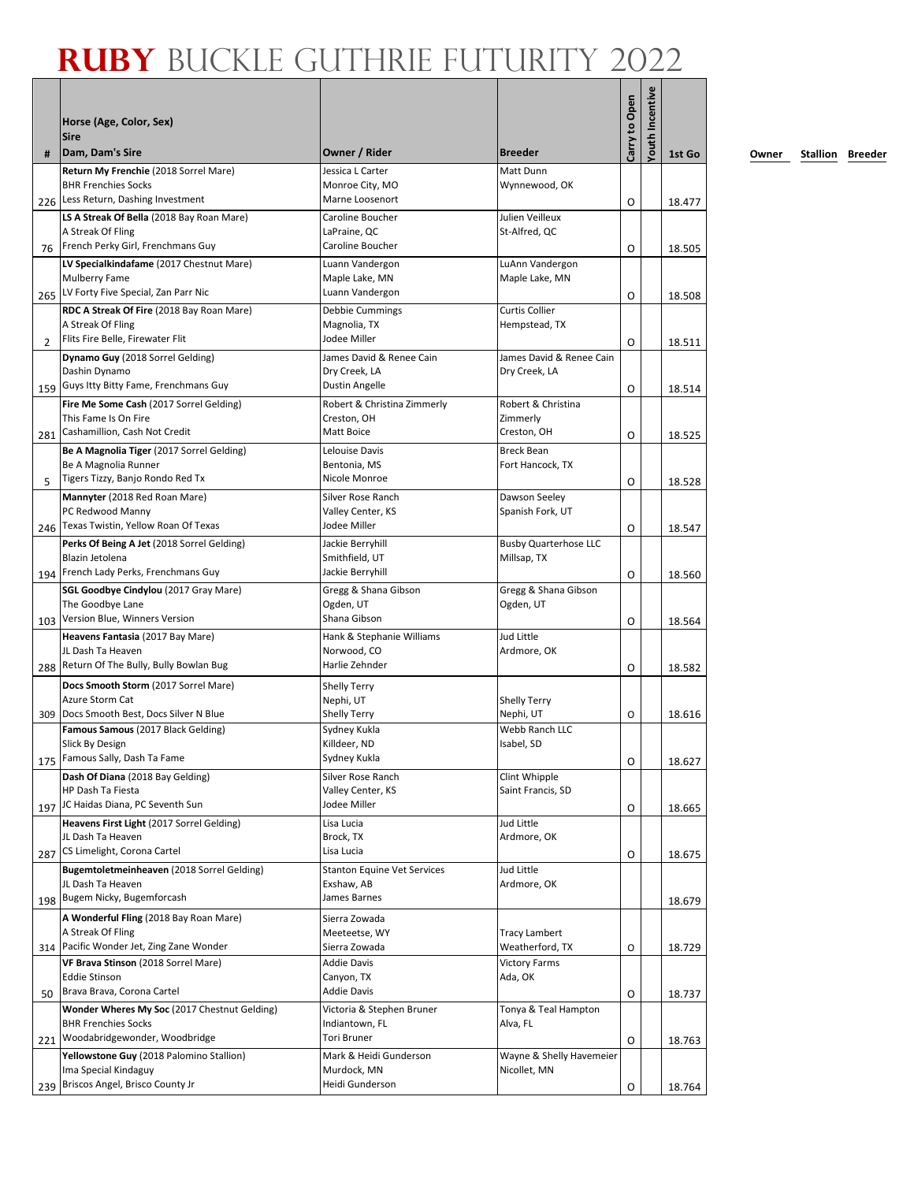# RUBY BUCKLE GUTHRIE FUTURITY 2022

| # | Horse (Age, Color, Sex) / Sire / Dam, Dam's Sire | Owner / Rider | Breeder | Carry to Open | Youth Incentive | 1st Go | Owner | Stallion | Breeder |
|---|---|---|---|---|---|---|---|---|---|
| 226 | **Return My Frenchie** (2018 Sorrel Mare) BHR Frenchies Socks Less Return, Dashing Investment | Jessica L Carter Monroe City, MO Marne Loosenort | Matt Dunn Wynnewood, OK | O | | 18.477 | | | |
| 76 | **LS A Streak Of Bella** (2018 Bay Roan Mare) A Streak Of Fling French Perky Girl, Frenchmans Guy | Caroline Boucher LaPraine, QC Caroline Boucher | Julien Veilleux St-Alfred, QC | O | | 18.505 | | | |
| 265 | **LV Specialkindafame** (2017 Chestnut Mare) Mulberry Fame LV Forty Five Special, Zan Parr Nic | Luann Vandergon Maple Lake, MN Luann Vandergon | LuAnn Vandergon Maple Lake, MN | O | | 18.508 | | | |
| 2 | **RDC A Streak Of Fire** (2018 Bay Roan Mare) A Streak Of Fling Flits Fire Belle, Firewater Flit | Debbie Cummings Magnolia, TX Jodee Miller | Curtis Collier Hempstead, TX | O | | 18.511 | | | |
| 159 | **Dynamo Guy** (2018 Sorrel Gelding) Dashin Dynamo Guys Itty Bitty Fame, Frenchmans Guy | James David & Renee Cain Dry Creek, LA Dustin Angelle | James David & Renee Cain Dry Creek, LA | O | | 18.514 | | | |
| 281 | **Fire Me Some Cash** (2017 Sorrel Gelding) This Fame Is On Fire Cashamillion, Cash Not Credit | Robert & Christina Zimmerly Creston, OH Matt Boice | Robert & Christina Zimmerly Creston, OH | O | | 18.525 | | | |
| 5 | **Be A Magnolia Tiger** (2017 Sorrel Gelding) Be A Magnolia Runner Tigers Tizzy, Banjo Rondo Red Tx | Lelouise Davis Bentonia, MS Nicole Monroe | Breck Bean Fort Hancock, TX | O | | 18.528 | | | |
| 246 | **Mannyter** (2018 Red Roan Mare) PC Redwood Manny Texas Twistin, Yellow Roan Of Texas | Silver Rose Ranch Valley Center, KS Jodee Miller | Dawson Seeley Spanish Fork, UT | O | | 18.547 | | | |
| 194 | **Perks Of Being A Jet** (2018 Sorrel Gelding) Blazin Jetolena French Lady Perks, Frenchmans Guy | Jackie Berryhill Smithfield, UT Jackie Berryhill | Busby Quarterhose LLC Millsap, TX | O | | 18.560 | | | |
| 103 | **SGL Goodbye Cindylou** (2017 Gray Mare) The Goodbye Lane Version Blue, Winners Version | Gregg & Shana Gibson Ogden, UT Shana Gibson | Gregg & Shana Gibson Ogden, UT | O | | 18.564 | | | |
| 288 | **Heavens Fantasia** (2017 Bay Mare) JL Dash Ta Heaven Return Of The Bully, Bully Bowlan Bug | Hank & Stephanie Williams Norwood, CO Harlie Zehnder | Jud Little Ardmore, OK | O | | 18.582 | | | |
| 309 | **Docs Smooth Storm** (2017 Sorrel Mare) Azure Storm Cat Docs Smooth Best, Docs Silver N Blue | Shelly Terry Nephi, UT Shelly Terry | Shelly Terry Nephi, UT | O | | 18.616 | | | |
| 175 | **Famous Samous** (2017 Black Gelding) Slick By Design Famous Sally, Dash Ta Fame | Sydney Kukla Killdeer, ND Sydney Kukla | Webb Ranch LLC Isabel, SD | O | | 18.627 | | | |
| 197 | **Dash Of Diana** (2018 Bay Gelding) HP Dash Ta Fiesta JC Haidas Diana, PC Seventh Sun | Silver Rose Ranch Valley Center, KS Jodee Miller | Clint Whipple Saint Francis, SD | O | | 18.665 | | | |
| 287 | **Heavens First Light** (2017 Sorrel Gelding) JL Dash Ta Heaven CS Limelight, Corona Cartel | Lisa Lucia Brock, TX Lisa Lucia | Jud Little Ardmore, OK | O | | 18.675 | | | |
| 198 | **Bugemtoletmeinheaven** (2018 Sorrel Gelding) JL Dash Ta Heaven Bugem Nicky, Bugemforcash | Stanton Equine Vet Services Exshaw, AB James Barnes | Jud Little Ardmore, OK | | | 18.679 | | | |
| 314 | **A Wonderful Fling** (2018 Bay Roan Mare) A Streak Of Fling Pacific Wonder Jet, Zing Zane Wonder | Sierra Zowada Meeteetse, WY Sierra Zowada | Tracy Lambert Weatherford, TX | O | | 18.729 | | | |
| 50 | **VF Brava Stinson** (2018 Sorrel Mare) Eddie Stinson Brava Brava, Corona Cartel | Addie Davis Canyon, TX Addie Davis | Victory Farms Ada, OK | O | | 18.737 | | | |
| 221 | **Wonder Wheres My Soc** (2017 Chestnut Gelding) BHR Frenchies Socks Woodabridgewonder, Woodbridge | Victoria & Stephen Bruner Indiantown, FL Tori Bruner | Tonya & Teal Hampton Alva, FL | O | | 18.763 | | | |
| 239 | **Yellowstone Guy** (2018 Palomino Stallion) Ima Special Kindaguy Briscos Angel, Brisco County Jr | Mark & Heidi Gunderson Murdock, MN Heidi Gunderson | Wayne & Shelly Havemeier Nicollet, MN | O | | 18.764 | | | |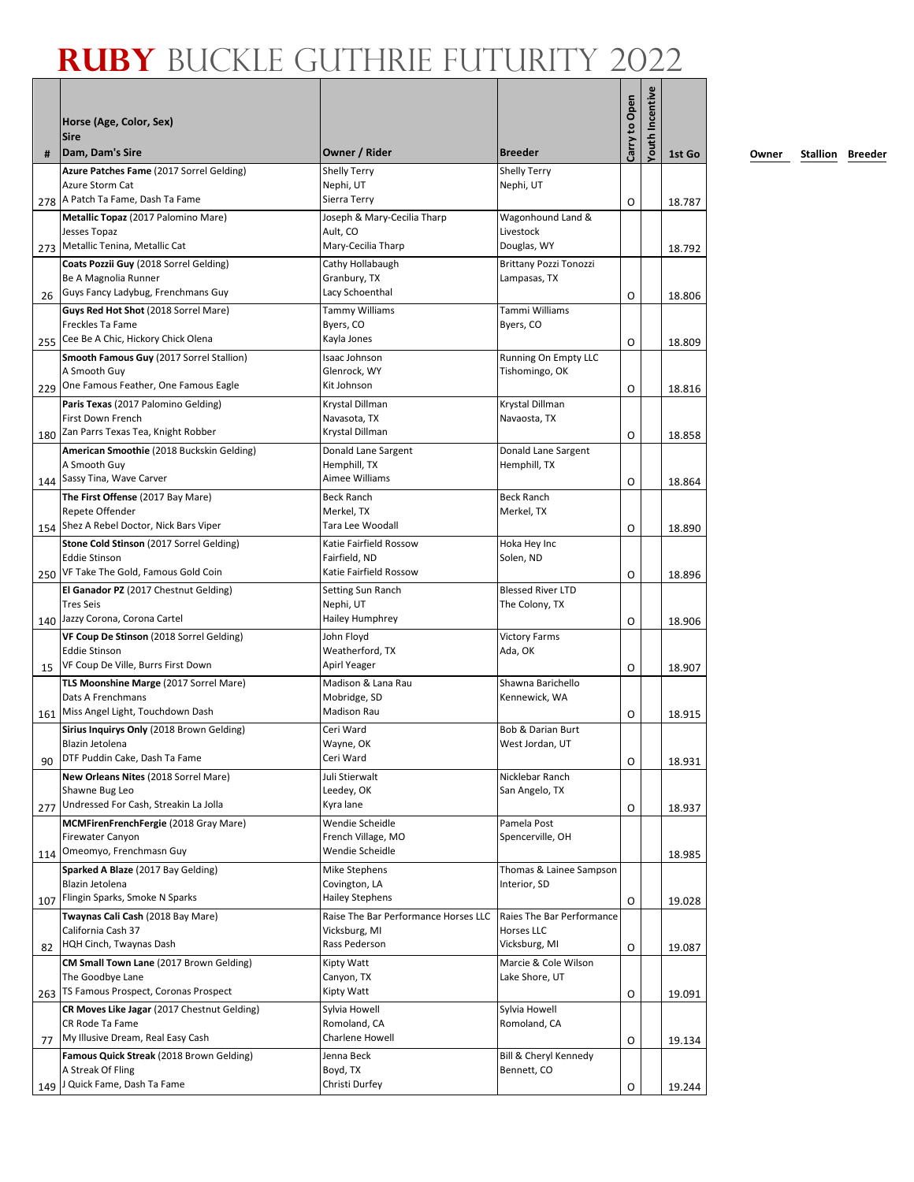# RUBY BUCKLE GUTHRIE FUTURITY 2022

| # | Horse (Age, Color, Sex)<br>Sire<br>Dam, Dam's Sire | Owner / Rider | Breeder | Carry to Open | Youth Incentive | 1st Go | Owner | Stallion | Breeder |
|---|---|---|---|---|---|---|---|---|---|
| 278 | **Azure Patches Fame** (2017 Sorrel Gelding)<br>Azure Storm Cat<br>A Patch Ta Fame, Dash Ta Fame | Shelly Terry<br>Nephi, UT<br>Sierra Terry | Shelly Terry<br>Nephi, UT | O | | 18.787 | | | |
| 273 | **Metallic Topaz** (2017 Palomino Mare)<br>Jesses Topaz<br>Metallic Tenina, Metallic Cat | Joseph & Mary-Cecilia Tharp<br>Ault, CO<br>Mary-Cecilia Tharp | Wagonhound Land & Livestock<br>Douglas, WY | | | 18.792 | | | |
| 26 | **Coats Pozzii Guy** (2018 Sorrel Gelding)<br>Be A Magnolia Runner<br>Guys Fancy Ladybug, Frenchmans Guy | Cathy Hollabaugh<br>Granbury, TX<br>Lacy Schoenthal | Brittany Pozzi Tonozzi<br>Lampasas, TX | O | | 18.806 | | | |
| 255 | **Guys Red Hot Shot** (2018 Sorrel Mare)<br>Freckles Ta Fame<br>Cee Be A Chic, Hickory Chick Olena | Tammy Williams<br>Byers, CO<br>Kayla Jones | Tammi Williams<br>Byers, CO | O | | 18.809 | | | |
| 229 | **Smooth Famous Guy** (2017 Sorrel Stallion)<br>A Smooth Guy<br>One Famous Feather, One Famous Eagle | Isaac Johnson<br>Glenrock, WY<br>Kit Johnson | Running On Empty LLC<br>Tishomingo, OK | O | | 18.816 | | | |
| 180 | **Paris Texas** (2017 Palomino Gelding)<br>First Down French<br>Zan Parrs Texas Tea, Knight Robber | Krystal Dillman<br>Navasota, TX<br>Krystal Dillman | Krystal Dillman<br>Navaosta, TX | O | | 18.858 | | | |
| 144 | **American Smoothie** (2018 Buckskin Gelding)<br>A Smooth Guy<br>Sassy Tina, Wave Carver | Donald Lane Sargent<br>Hemphill, TX<br>Aimee Williams | Donald Lane Sargent<br>Hemphill, TX | O | | 18.864 | | | |
| 154 | **The First Offense** (2017 Bay Mare)<br>Repete Offender<br>Shez A Rebel Doctor, Nick Bars Viper | Beck Ranch<br>Merkel, TX<br>Tara Lee Woodall | Beck Ranch<br>Merkel, TX | O | | 18.890 | | | |
| 250 | **Stone Cold Stinson** (2017 Sorrel Gelding)<br>Eddie Stinson<br>VF Take The Gold, Famous Gold Coin | Katie Fairfield Rossow<br>Fairfield, ND<br>Katie Fairfield Rossow | Hoka Hey Inc<br>Solen, ND | O | | 18.896 | | | |
| 140 | **El Ganador PZ** (2017 Chestnut Gelding)<br>Tres Seis<br>Jazzy Corona, Corona Cartel | Setting Sun Ranch<br>Nephi, UT<br>Hailey Humphrey | Blessed River LTD<br>The Colony, TX | O | | 18.906 | | | |
| 15 | **VF Coup De Stinson** (2018 Sorrel Gelding)<br>Eddie Stinson<br>VF Coup De Ville, Burrs First Down | John Floyd<br>Weatherford, TX<br>Apirl Yeager | Victory Farms<br>Ada, OK | O | | 18.907 | | | |
| 161 | **TLS Moonshine Marge** (2017 Sorrel Mare)<br>Dats A Frenchmans<br>Miss Angel Light, Touchdown Dash | Madison & Lana Rau<br>Mobridge, SD<br>Madison Rau | Shawna Barichello<br>Kennewick, WA | O | | 18.915 | | | |
| 90 | **Sirius Inquirys Only** (2018 Brown Gelding)<br>Blazin Jetolena<br>DTF Puddin Cake, Dash Ta Fame | Ceri Ward<br>Wayne, OK<br>Ceri Ward | Bob & Darian Burt<br>West Jordan, UT | O | | 18.931 | | | |
| 277 | **New Orleans Nites** (2018 Sorrel Mare)<br>Shawne Bug Leo<br>Undressed For Cash, Streakin La Jolla | Juli Stierwalt<br>Leedey, OK<br>Kyra lane | Nicklebar Ranch<br>San Angelo, TX | O | | 18.937 | | | |
| 114 | **MCMFirenFrenchFergie** (2018 Gray Mare)<br>Firewater Canyon<br>Omeomyo, Frenchmasn Guy | Wendie Scheidle<br>French Village, MO<br>Wendie Scheidle | Pamela Post<br>Spencerville, OH | | | 18.985 | | | |
| 107 | **Sparked A Blaze** (2017 Bay Gelding)<br>Blazin Jetolena<br>Flingin Sparks, Smoke N Sparks | Mike Stephens<br>Covington, LA<br>Hailey Stephens | Thomas & Lainee Sampson<br>Interior, SD | O | | 19.028 | | | |
| 82 | **Twaynas Cali Cash** (2018 Bay Mare)<br>California Cash 37<br>HQH Cinch, Twaynas Dash | Raise The Bar Performance Horses LLC<br>Vicksburg, MI<br>Rass Pederson | Raies The Bar Performance Horses LLC<br>Vicksburg, MI | O | | 19.087 | | | |
| 263 | **CM Small Town Lane** (2017 Brown Gelding)<br>The Goodbye Lane<br>TS Famous Prospect, Coronas Prospect | Kipty Watt<br>Canyon, TX<br>Kipty Watt | Marcie & Cole Wilson<br>Lake Shore, UT | O | | 19.091 | | | |
| 77 | **CR Moves Like Jagar** (2017 Chestnut Gelding)<br>CR Rode Ta Fame<br>My Illusive Dream, Real Easy Cash | Sylvia Howell<br>Romoland, CA<br>Charlene Howell | Sylvia Howell<br>Romoland, CA | O | | 19.134 | | | |
| 149 | **Famous Quick Streak** (2018 Brown Gelding)<br>A Streak Of Fling<br>J Quick Fame, Dash Ta Fame | Jenna Beck<br>Boyd, TX<br>Christi Durfey | Bill & Cheryl Kennedy<br>Bennett, CO | O | | 19.244 | | | |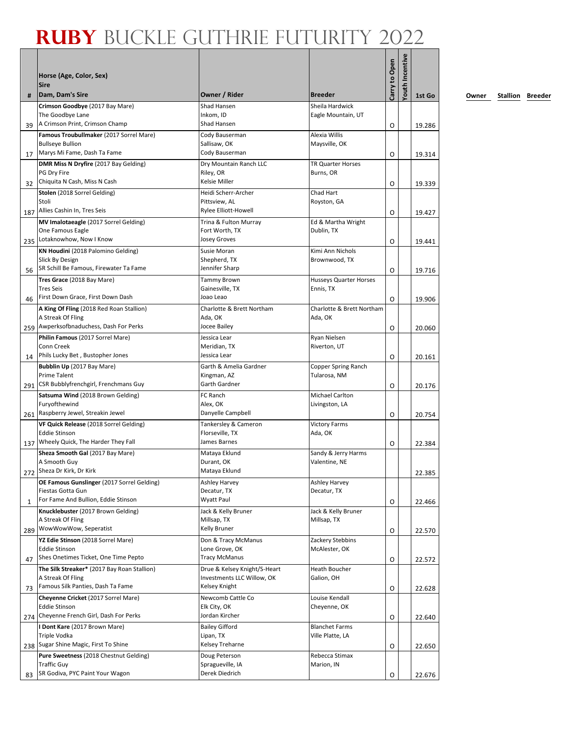# RUBY BUCKLE GUTHRIE FUTURITY 2022

| # | Horse (Age, Color, Sex) Sire Dam, Dam's Sire | Owner / Rider | Breeder | Carry to Open | Youth Incentive | 1st Go | Owner | Stallion | Breeder |
|---|---|---|---|---|---|---|---|---|---|
| 39 | **Crimson Goodbye** (2017 Bay Mare) The Goodbye Lane A Crimson Print, Crimson Champ | Shad Hansen Inkom, ID Shad Hansen | Sheila Hardwick Eagle Mountain, UT | O | | 19.286 | | | |
| 17 | **Famous Troubullmaker** (2017 Sorrel Mare) Bullseye Bullion Marys Mi Fame, Dash Ta Fame | Cody Bauserman Sallisaw, OK Cody Bauserman | Alexia Willis Maysville, OK | O | | 19.314 | | | |
| 32 | **DMR Miss N Dryfire** (2017 Bay Gelding) PG Dry Fire Chiquita N Cash, Miss N Cash | Dry Mountain Ranch LLC Riley, OR Kelsie Miller | TR Quarter Horses Burns, OR | O | | 19.339 | | | |
| 187 | **Stolen** (2018 Sorrel Gelding) Stoli Allies Cashin In, Tres Seis | Heidi Scherr-Archer Pittsview, AL Rylee Elliott-Howell | Chad Hart Royston, GA | O | | 19.427 | | | |
| 235 | **MV Imalotaeagle** (2017 Sorrel Gelding) One Famous Eagle Lotaknowhow, Now I Know | Trina & Fulton Murray Fort Worth, TX Josey Groves | Ed & Martha Wright Dublin, TX | O | | 19.441 | | | |
| 56 | **KN Houdini** (2018 Palomino Gelding) Slick By Design SR Schill Be Famous, Firewater Ta Fame | Susie Moran Shepherd, TX Jennifer Sharp | Kimi Ann Nichols Brownwood, TX | O | | 19.716 | | | |
| 46 | **Tres Grace** (2018 Bay Mare) Tres Seis First Down Grace, First Down Dash | Tammy Brown Gainesville, TX Joao Leao | Husseys Quarter Horses Ennis, TX | O | | 19.906 | | | |
| 259 | **A King Of Fling** (2018 Red Roan Stallion) A Streak Of Fling Awperksofbnaduchess, Dash For Perks | Charlotte & Brett Northam Ada, OK Jocee Bailey | Charlotte & Brett Northam Ada, OK | O | | 20.060 | | | |
| 14 | **Philin Famous** (2017 Sorrel Mare) Conn Creek Phils Lucky Bet , Bustopher Jones | Jessica Lear Meridian, TX Jessica Lear | Ryan Nielsen Riverton, UT | O | | 20.161 | | | |
| 291 | **Bubblin Up** (2017 Bay Mare) Prime Talent CSR Bubblyfrenchgirl, Frenchmans Guy | Garth & Amelia Gardner Kingman, AZ Garth Gardner | Copper Spring Ranch Tularosa, NM | O | | 20.176 | | | |
| 261 | **Satsuma Wind** (2018 Brown Gelding) Furyofthewind Raspberry Jewel, Streakin Jewel | FC Ranch Alex, OK Danyelle Campbell | Michael Carlton Livingston, LA | O | | 20.754 | | | |
| 137 | **VF Quick Release** (2018 Sorrel Gelding) Eddie Stinson Wheely Quick, The Harder They Fall | Tankersley & Cameron Florseville, TX James Barnes | Victory Farms Ada, OK | O | | 22.384 | | | |
| 272 | **Sheza Smooth Gal** (2017 Bay Mare) A Smooth Guy Sheza Dr Kirk, Dr Kirk | Mataya Eklund Durant, OK Mataya Eklund | Sandy & Jerry Harms Valentine, NE | | | 22.385 | | | |
| 1 | **OE Famous Gunslinger** (2017 Sorrel Gelding) Fiestas Gotta Gun For Fame And Bullion, Eddie Stinson | Ashley Harvey Decatur, TX Wyatt Paul | Ashley Harvey Decatur, TX | O | | 22.466 | | | |
| 289 | **Knucklebuster** (2017 Brown Gelding) A Streak Of Fling WowWowWow, Seperatist | Jack & Kelly Bruner Millsap, TX Kelly Bruner | Jack & Kelly Bruner Millsap, TX | O | | 22.570 | | | |
| 47 | **YZ Edie Stinson** (2018 Sorrel Mare) Eddie Stinson Shes Onetimes Ticket, One Time Pepto | Don & Tracy McManus Lone Grove, OK Tracy McManus | Zackery Stebbins McAlester, OK | O | | 22.572 | | | |
| 73 | **The Silk Streaker*** (2017 Bay Roan Stallion) A Streak Of Fling Famous Silk Panties, Dash Ta Fame | Drue & Kelsey Knight/S-Heart Investments LLC Willow, OK Kelsey Knight | Heath Boucher Galion, OH | O | | 22.628 | | | |
| 274 | **Cheyenne Cricket** (2017 Sorrel Mare) Eddie Stinson Cheyenne French Girl, Dash For Perks | Newcomb Cattle Co Elk City, OK Jordan Kircher | Louise Kendall Cheyenne, OK | O | | 22.640 | | | |
| 238 | **I Dont Kare** (2017 Brown Mare) Triple Vodka Sugar Shine Magic, First To Shine | Bailey Gifford Lipan, TX Kelsey Treharne | Blanchet Farms Ville Platte, LA | O | | 22.650 | | | |
| 83 | **Pure Sweetness** (2018 Chestnut Gelding) Traffic Guy SR Godiva, PYC Paint Your Wagon | Doug Peterson Spragueville, IA Derek Diedrich | Rebecca Stimax Marion, IN | O | | 22.676 | | | |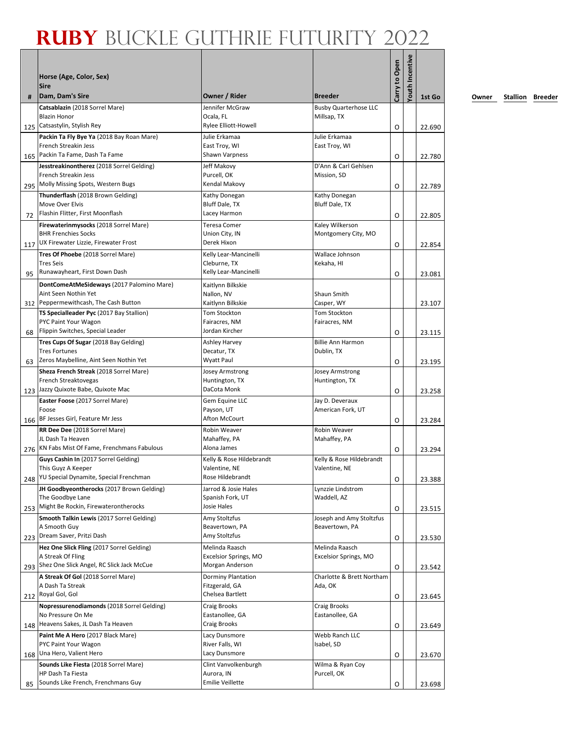# RUBY BUCKLE GUTHRIE FUTURITY 2022

| # | Horse (Age, Color, Sex)<br>Sire<br>Dam, Dam's Sire | Owner / Rider | Breeder | Carry to Open | Youth Incentive | 1st Go | Owner | Stallion | Breeder |
|---|---|---|---|---|---|---|---|---|---|
| 125 | **Catsablazin** (2018 Sorrel Mare)<br>Blazin Honor<br>Catsastylin, Stylish Rey | Jennifer McGraw<br>Ocala, FL<br>Rylee Elliott-Howell | Busby Quarterhose LLC<br>Millsap, TX | O | | 22.690 | | | |
| 165 | **Packin Ta Fly Bye Ya** (2018 Bay Roan Mare)<br>French Streakin Jess<br>Packin Ta Fame, Dash Ta Fame | Julie Erkamaa<br>East Troy, WI<br>Shawn Varpness | Julie Erkamaa<br>East Troy, WI | O | | 22.780 | | | |
| 295 | **Jesstreakinontherez** (2018 Sorrel Gelding)<br>French Streakin Jess<br>Molly Missing Spots, Western Bugs | Jeff Makovy<br>Purcell, OK<br>Kendal Makovy | D'Ann & Carl Gehlsen<br>Mission, SD | O | | 22.789 | | | |
| 72 | **Thunderflash** (2018 Brown Gelding)<br>Move Over Elvis<br>Flashin Flitter, First Moonflash | Kathy Donegan<br>Bluff Dale, TX<br>Lacey Harmon | Kathy Donegan<br>Bluff Dale, TX | O | | 22.805 | | | |
| 117 | **Firewaterinmysocks** (2018 Sorrel Mare)<br>BHR Frenchies Socks<br>UX Firewater Lizzie, Firewater Frost | Teresa Comer<br>Union City, IN<br>Derek Hixon | Kaley Wilkerson<br>Montgomery City, MO | O | | 22.854 | | | |
| 95 | **Tres Of Phoebe** (2018 Sorrel Mare)<br>Tres Seis<br>Runawayheart, First Down Dash | Kelly Lear-Mancinelli<br>Cleburne, TX<br>Kelly Lear-Mancinelli | Wallace Johnson<br>Kekaha, HI | O | | 23.081 | | | |
| 312 | **DontComeAtMeSideways** (2017 Palomino Mare)<br>Aint Seen Nothin Yet<br>Peppermewithcash, The Cash Button | Kaitlynn Bilkskie<br>Nallon, NV<br>Kaitlynn Bilkskie | Shaun Smith<br>Casper, WY | | | 23.107 | | | |
| 68 | **TS Specialleader Pyc** (2017 Bay Stallion)<br>PYC Paint Your Wagon<br>Flippin Switches, Special Leader | Tom Stockton<br>Fairacres, NM<br>Jordan Kircher | Tom Stockton<br>Fairacres, NM | O | | 23.115 | | | |
| 63 | **Tres Cups Of Sugar** (2018 Bay Gelding)<br>Tres Fortunes<br>Zeros Maybelline, Aint Seen Nothin Yet | Ashley Harvey<br>Decatur, TX<br>Wyatt Paul | Billie Ann Harmon<br>Dublin, TX | O | | 23.195 | | | |
| 123 | **Sheza French Streak** (2018 Sorrel Mare)<br>French Streaktovegas<br>Jazzy Quixote Babe, Quixote Mac | Josey Armstrong<br>Huntington, TX<br>DaCota Monk | Josey Armstrong<br>Huntington, TX | O | | 23.258 | | | |
| 166 | **Easter Foose** (2017 Sorrel Mare)<br>Foose<br>BF Jesses Girl, Feature Mr Jess | Gem Equine LLC<br>Payson, UT<br>Afton McCourt | Jay D. Deveraux<br>American Fork, UT | O | | 23.284 | | | |
| 276 | **RR Dee Dee** (2018 Sorrel Mare)<br>JL Dash Ta Heaven<br>KN Fabs Mist Of Fame, Frenchmans Fabulous | Robin Weaver<br>Mahaffey, PA<br>Alona James | Robin Weaver<br>Mahaffey, PA | O | | 23.294 | | | |
| 248 | **Guys Cashin In** (2017 Sorrel Gelding)<br>This Guyz A Keeper<br>YU Special Dynamite, Special Frenchman | Kelly & Rose Hildebrandt<br>Valentine, NE<br>Rose Hildebrandt | Kelly & Rose Hildebrandt<br>Valentine, NE | O | | 23.388 | | | |
| 253 | **JH Goodbyeontherocks** (2017 Brown Gelding)<br>The Goodbye Lane<br>Might Be Rockin, Firewaterontherocks | Jarrod & Josie Hales<br>Spanish Fork, UT<br>Josie Hales | Lynzzie Lindstrom<br>Waddell, AZ | O | | 23.515 | | | |
| 223 | **Smooth Talkin Lewis** (2017 Sorrel Gelding)<br>A Smooth Guy<br>Dream Saver, Pritzi Dash | Amy Stoltzfus<br>Beavertown, PA<br>Amy Stoltzfus | Joseph and Amy Stoltzfus<br>Beavertown, PA | O | | 23.530 | | | |
| 293 | **Hez One Slick Fling** (2017 Sorrel Gelding)<br>A Streak Of Fling<br>Shez One Slick Angel, RC Slick Jack McCue | Melinda Raasch<br>Excelsior Springs, MO<br>Morgan Anderson | Melinda Raasch<br>Excelsior Springs, MO | O | | 23.542 | | | |
| 212 | **A Streak Of Gol** (2018 Sorrel Mare)<br>A Dash Ta Streak<br>Royal Gol, Gol | Dorminy Plantation<br>Fitzgerald, GA<br>Chelsea Bartlett | Charlotte & Brett Northam<br>Ada, OK | O | | 23.645 | | | |
| 148 | **Nopressurenodiamonds** (2018 Sorrel Gelding)<br>No Pressure On Me<br>Heavens Sakes, JL Dash Ta Heaven | Craig Brooks<br>Eastanollee, GA<br>Craig Brooks | Craig Brooks<br>Eastanollee, GA | O | | 23.649 | | | |
| 168 | **Paint Me A Hero** (2017 Black Mare)<br>PYC Paint Your Wagon<br>Una Hero, Valient Hero | Lacy Dunsmore<br>River Falls, WI<br>Lacy Dunsmore | Webb Ranch LLC<br>Isabel, SD | O | | 23.670 | | | |
| 85 | **Sounds Like Fiesta** (2018 Sorrel Mare)<br>HP Dash Ta Fiesta<br>Sounds Like French, Frenchmans Guy | Clint Vanvolkenburgh<br>Aurora, IN<br>Emilie Veillette | Wilma & Ryan Coy<br>Purcell, OK | O | | 23.698 | | | |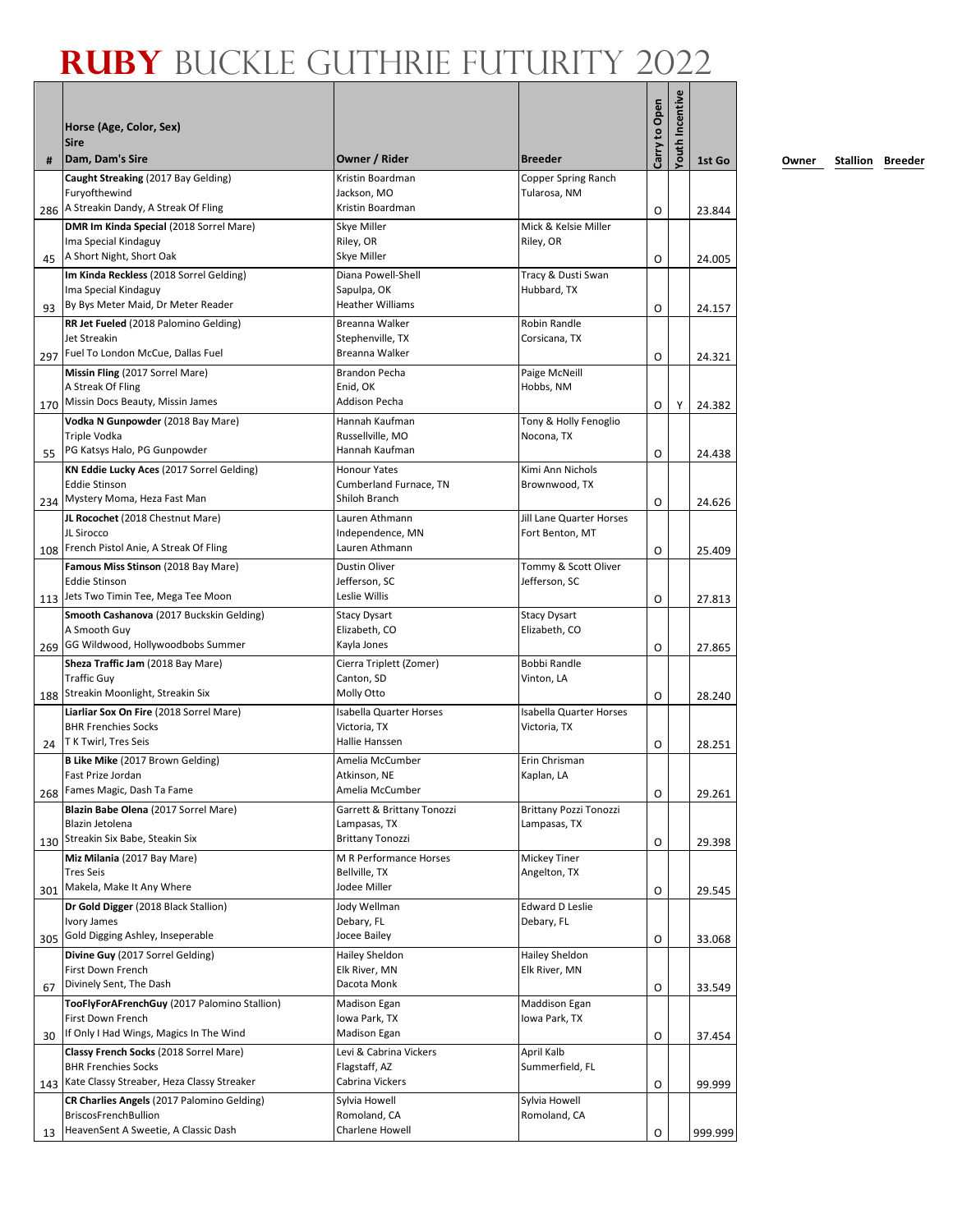# RUBY BUCKLE GUTHRIE FUTURITY 2022

| # | Horse (Age, Color, Sex)<br>Sire<br>Dam, Dam's Sire | Owner / Rider | Breeder | Carry to Open | Youth Incentive | 1st Go | Owner | Stallion | Breeder |
|---|---|---|---|---|---|---|---|---|---|
| 286 | **Caught Streaking** (2017 Bay Gelding)<br>Furyofthewind<br>A Streakin Dandy, A Streak Of Fling | Kristin Boardman<br>Jackson, MO<br>Kristin Boardman | Copper Spring Ranch<br>Tularosa, NM | O | | 23.844 | | | |
| 45 | **DMR Im Kinda Special** (2018 Sorrel Mare)<br>Ima Special Kindaguy<br>A Short Night, Short Oak | Skye Miller<br>Riley, OR<br>Skye Miller | Mick & Kelsie Miller<br>Riley, OR | O | | 24.005 | | | |
| 93 | **Im Kinda Reckless** (2018 Sorrel Gelding)<br>Ima Special Kindaguy<br>By Bys Meter Maid, Dr Meter Reader | Diana Powell-Shell<br>Sapulpa, OK<br>Heather Williams | Tracy & Dusti Swan<br>Hubbard, TX | O | | 24.157 | | | |
| 297 | **RR Jet Fueled** (2018 Palomino Gelding)<br>Jet Streakin<br>Fuel To London McCue, Dallas Fuel | Breanna Walker<br>Stephenville, TX<br>Breanna Walker | Robin Randle<br>Corsicana, TX | O | | 24.321 | | | |
| 170 | **Missin Fling** (2017 Sorrel Mare)<br>A Streak Of Fling<br>Missin Docs Beauty, Missin James | Brandon Pecha<br>Enid, OK<br>Addison Pecha | Paige McNeill<br>Hobbs, NM | O | Y | 24.382 | | | |
| 55 | **Vodka N Gunpowder** (2018 Bay Mare)<br>Triple Vodka<br>PG Katsys Halo, PG Gunpowder | Hannah Kaufman<br>Russellville, MO<br>Hannah Kaufman | Tony & Holly Fenoglio<br>Nocona, TX | O | | 24.438 | | | |
| 234 | **KN Eddie Lucky Aces** (2017 Sorrel Gelding)<br>Eddie Stinson<br>Mystery Moma, Heza Fast Man | Honour Yates<br>Cumberland Furnace, TN<br>Shiloh Branch | Kimi Ann Nichols<br>Brownwood, TX | O | | 24.626 | | | |
| 108 | **JL Rocochet** (2018 Chestnut Mare)<br>JL Sirocco<br>French Pistol Anie, A Streak Of Fling | Lauren Athmann<br>Independence, MN<br>Lauren Athmann | Jill Lane Quarter Horses<br>Fort Benton, MT | O | | 25.409 | | | |
| 113 | **Famous Miss Stinson** (2018 Bay Mare)<br>Eddie Stinson<br>Jets Two Timin Tee, Mega Tee Moon | Dustin Oliver<br>Jefferson, SC<br>Leslie Willis | Tommy & Scott Oliver<br>Jefferson, SC | O | | 27.813 | | | |
| 269 | **Smooth Cashanova** (2017 Buckskin Gelding)<br>A Smooth Guy<br>GG Wildwood, Hollywoodbobs Summer | Stacy Dysart<br>Elizabeth, CO<br>Kayla Jones | Stacy Dysart<br>Elizabeth, CO | O | | 27.865 | | | |
| 188 | **Sheza Traffic Jam** (2018 Bay Mare)<br>Traffic Guy<br>Streakin Moonlight, Streakin Six | Cierra Triplett (Zomer)<br>Canton, SD<br>Molly Otto | Bobbi Randle<br>Vinton, LA | O | | 28.240 | | | |
| 24 | **Liarliar Sox On Fire** (2018 Sorrel Mare)<br>BHR Frenchies Socks<br>T K Twirl, Tres Seis | Isabella Quarter Horses<br>Victoria, TX<br>Hallie Hanssen | Isabella Quarter Horses<br>Victoria, TX | O | | 28.251 | | | |
| 268 | **B Like Mike** (2017 Brown Gelding)<br>Fast Prize Jordan<br>Fames Magic, Dash Ta Fame | Amelia McCumber<br>Atkinson, NE<br>Amelia McCumber | Erin Chrisman<br>Kaplan, LA | O | | 29.261 | | | |
| 130 | **Blazin Babe Olena** (2017 Sorrel Mare)<br>Blazin Jetolena<br>Streakin Six Babe, Steakin Six | Garrett & Brittany Tonozzi<br>Lampasas, TX<br>Brittany Tonozzi | Brittany Pozzi Tonozzi<br>Lampasas, TX | O | | 29.398 | | | |
| 301 | **Miz Milania** (2017 Bay Mare)<br>Tres Seis<br>Makela, Make It Any Where | M R Performance Horses<br>Bellville, TX<br>Jodee Miller | Mickey Tiner<br>Angelton, TX | O | | 29.545 | | | |
| 305 | **Dr Gold Digger** (2018 Black Stallion)<br>Ivory James<br>Gold Digging Ashley, Inseperable | Jody Wellman<br>Debary, FL<br>Jocee Bailey | Edward D Leslie<br>Debary, FL | O | | 33.068 | | | |
| 67 | **Divine Guy** (2017 Sorrel Gelding)<br>First Down French<br>Divinely Sent, The Dash | Hailey Sheldon<br>Elk River, MN<br>Dacota Monk | Hailey Sheldon<br>Elk River, MN | O | | 33.549 | | | |
| 30 | **TooFlyForAFrenchGuy** (2017 Palomino Stallion)<br>First Down French<br>If Only I Had Wings, Magics In The Wind | Madison Egan<br>Iowa Park, TX<br>Madison Egan | Maddison Egan<br>Iowa Park, TX | O | | 37.454 | | | |
| 143 | **Classy French Socks** (2018 Sorrel Mare)<br>BHR Frenchies Socks<br>Kate Classy Streaber, Heza Classy Streaker | Levi & Cabrina Vickers<br>Flagstaff, AZ<br>Cabrina Vickers | April Kalb<br>Summerfield, FL | O | | 99.999 | | | |
| 13 | **CR Charlies Angels** (2017 Palomino Gelding)<br>BriscosFrenchBullion<br>HeavenSent A Sweetie, A Classic Dash | Sylvia Howell<br>Romoland, CA<br>Charlene Howell | Sylvia Howell<br>Romoland, CA | O | | 999.999 | | | |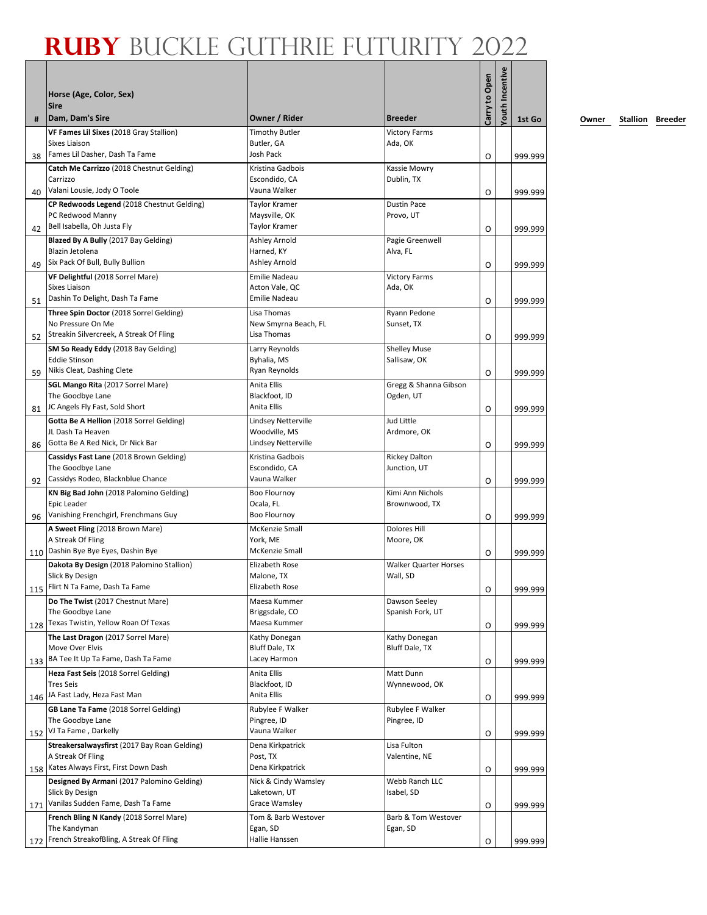# RUBY BUCKLE GUTHRIE FUTURITY 2022

| # | Horse (Age, Color, Sex)<br>Sire<br>Dam, Dam's Sire | Owner / Rider | Breeder | Carry to Open | Youth Incentive | 1st Go | Owner | Stallion | Breeder |
|---|---|---|---|---|---|---|---|---|---|
| 38 | **VF Fames Lil Sixes** (2018 Gray Stallion)<br>Sixes Liaison<br>Fames Lil Dasher, Dash Ta Fame | Timothy Butler<br>Butler, GA<br>Josh Pack | Victory Farms<br>Ada, OK | O | | 999.999 | | | |
| 40 | **Catch Me Carrizzo** (2018 Chestnut Gelding)<br>Carrizzo<br>Valani Lousie, Jody O Toole | Kristina Gadbois<br>Escondido, CA<br>Vauna Walker | Kassie Mowry<br>Dublin, TX | O | | 999.999 | | | |
| 42 | **CP Redwoods Legend** (2018 Chestnut Gelding)<br>PC Redwood Manny<br>Bell Isabella, Oh Justa Fly | Taylor Kramer<br>Maysville, OK<br>Taylor Kramer | Dustin Pace<br>Provo, UT | O | | 999.999 | | | |
| 49 | **Blazed By A Bully** (2017 Bay Gelding)<br>Blazin Jetolena<br>Six Pack Of Bull, Bully Bullion | Ashley Arnold<br>Harned, KY<br>Ashley Arnold | Pagie Greenwell<br>Alva, FL | O | | 999.999 | | | |
| 51 | **VF Delightful** (2018 Sorrel Mare)<br>Sixes Liaison<br>Dashin To Delight, Dash Ta Fame | Emilie Nadeau<br>Acton Vale, QC<br>Emilie Nadeau | Victory Farms<br>Ada, OK | O | | 999.999 | | | |
| 52 | **Three Spin Doctor** (2018 Sorrel Gelding)<br>No Pressure On Me<br>Streakin Silvercreek, A Streak Of Fling | Lisa Thomas<br>New Smyrna Beach, FL<br>Lisa Thomas | Ryann Pedone<br>Sunset, TX | O | | 999.999 | | | |
| 59 | **SM So Ready Eddy** (2018 Bay Gelding)<br>Eddie Stinson<br>Nikis Cleat, Dashing Clete | Larry Reynolds<br>Byhalia, MS<br>Ryan Reynolds | Shelley Muse<br>Sallisaw, OK | O | | 999.999 | | | |
| 81 | **SGL Mango Rita** (2017 Sorrel Mare)<br>The Goodbye Lane<br>JC Angels Fly Fast, Sold Short | Anita Ellis<br>Blackfoot, ID<br>Anita Ellis | Gregg & Shanna Gibson<br>Ogden, UT | O | | 999.999 | | | |
| 86 | **Gotta Be A Hellion** (2018 Sorrel Gelding)<br>JL Dash Ta Heaven<br>Gotta Be A Red Nick, Dr Nick Bar | Lindsey Netterville<br>Woodville, MS<br>Lindsey Netterville | Jud Little<br>Ardmore, OK | O | | 999.999 | | | |
| 92 | **Cassidys Fast Lane** (2018 Brown Gelding)<br>The Goodbye Lane<br>Cassidys Rodeo, Blacknblue Chance | Kristina Gadbois<br>Escondido, CA<br>Vauna Walker | Rickey Dalton<br>Junction, UT | O | | 999.999 | | | |
| 96 | **KN Big Bad John** (2018 Palomino Gelding)<br>Epic Leader<br>Vanishing Frenchgirl, Frenchmans Guy | Boo Flournoy<br>Ocala, FL<br>Boo Flournoy | Kimi Ann Nichols<br>Brownwood, TX | O | | 999.999 | | | |
| 110 | **A Sweet Fling** (2018 Brown Mare)<br>A Streak Of Fling<br>Dashin Bye Bye Eyes, Dashin Bye | McKenzie Small<br>York, ME<br>McKenzie Small | Dolores Hill<br>Moore, OK | O | | 999.999 | | | |
| 115 | **Dakota By Design** (2018 Palomino Stallion)<br>Slick By Design<br>Flirt N Ta Fame, Dash Ta Fame | Elizabeth Rose<br>Malone, TX<br>Elizabeth Rose | Walker Quarter Horses<br>Wall, SD | O | | 999.999 | | | |
| 128 | **Do The Twist** (2017 Chestnut Mare)<br>The Goodbye Lane<br>Texas Twistin, Yellow Roan Of Texas | Maesa Kummer<br>Briggsdale, CO<br>Maesa Kummer | Dawson Seeley<br>Spanish Fork, UT | O | | 999.999 | | | |
| 133 | **The Last Dragon** (2017 Sorrel Mare)<br>Move Over Elvis<br>BA Tee It Up Ta Fame, Dash Ta Fame | Kathy Donegan<br>Bluff Dale, TX<br>Lacey Harmon | Kathy Donegan<br>Bluff Dale, TX | O | | 999.999 | | | |
| 146 | **Heza Fast Seis** (2018 Sorrel Gelding)<br>Tres Seis<br>JA Fast Lady, Heza Fast Man | Anita Ellis<br>Blackfoot, ID<br>Anita Ellis | Matt Dunn<br>Wynnewood, OK | O | | 999.999 | | | |
| 152 | **GB Lane Ta Fame** (2018 Sorrel Gelding)<br>The Goodbye Lane<br>VJ Ta Fame , Darkelly | Rubylee F Walker<br>Pingree, ID<br>Vauna Walker | Rubylee F Walker<br>Pingree, ID | O | | 999.999 | | | |
| 158 | **Streakersalwaysfirst** (2017 Bay Roan Gelding)<br>A Streak Of Fling<br>Kates Always First, First Down Dash | Dena Kirkpatrick<br>Post, TX<br>Dena Kirkpatrick | Lisa Fulton<br>Valentine, NE | O | | 999.999 | | | |
| 171 | **Designed By Armani** (2017 Palomino Gelding)<br>Slick By Design<br>Vanilas Sudden Fame, Dash Ta Fame | Nick & Cindy Wamsley<br>Laketown, UT<br>Grace Wamsley | Webb Ranch LLC<br>Isabel, SD | O | | 999.999 | | | |
| 172 | **French Bling N Kandy** (2018 Sorrel Mare)<br>The Kandyman<br>French StreakofBling, A Streak Of Fling | Tom & Barb Westover<br>Egan, SD<br>Hallie Hanssen | Barb & Tom Westover<br>Egan, SD | O | | 999.999 | | | |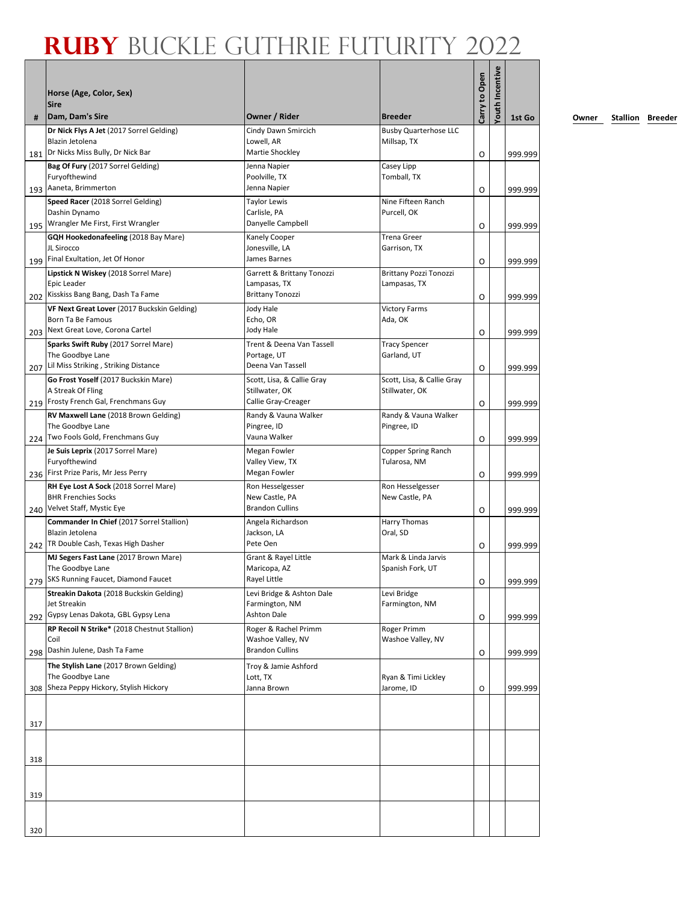# RUBY BUCKLE GUTHRIE FUTURITY 2022

| # | Horse (Age, Color, Sex)<br>Sire<br>Dam, Dam's Sire | Owner / Rider | Breeder | Carry to Open | Youth Incentive | 1st Go |
|---|---|---|---|---|---|---|
| 181 | **Dr Nick Flys A Jet** (2017 Sorrel Gelding)<br>Blazin Jetolena<br>Dr Nicks Miss Bully, Dr Nick Bar | Cindy Dawn Smircich<br>Lowell, AR<br>Martie Shockley | Busby Quarterhose LLC<br>Millsap, TX | O | | 999.999 |
| 193 | **Bag Of Fury** (2017 Sorrel Gelding)<br>Furyofthewind<br>Aaneta, Brimmerton | Jenna Napier<br>Poolville, TX<br>Jenna Napier | Casey Lipp<br>Tomball, TX | O | | 999.999 |
| 195 | **Speed Racer** (2018 Sorrel Gelding)<br>Dashin Dynamo<br>Wrangler Me First, First Wrangler | Taylor Lewis<br>Carlisle, PA<br>Danyelle Campbell | Nine Fifteen Ranch<br>Purcell, OK | O | | 999.999 |
| 199 | **GQH Hookedonafeeling** (2018 Bay Mare)<br>JL Sirocco<br>Final Exultation, Jet Of Honor | Kanely Cooper<br>Jonesville, LA<br>James Barnes | Trena Greer<br>Garrison, TX | O | | 999.999 |
| 202 | **Lipstick N Wiskey** (2018 Sorrel Mare)<br>Epic Leader<br>Kisskiss Bang Bang, Dash Ta Fame | Garrett & Brittany Tonozzi<br>Lampasas, TX<br>Brittany Tonozzi | Brittany Pozzi Tonozzi<br>Lampasas, TX | O | | 999.999 |
| 203 | **VF Next Great Lover** (2017 Buckskin Gelding)<br>Born Ta Be Famous<br>Next Great Love, Corona Cartel | Jody Hale<br>Echo, OR<br>Jody Hale | Victory Farms<br>Ada, OK | O | | 999.999 |
| 207 | **Sparks Swift Ruby** (2017 Sorrel Mare)<br>The Goodbye Lane<br>Lil Miss Striking , Striking Distance | Trent & Deena Van Tassell<br>Portage, UT<br>Deena Van Tassell | Tracy Spencer<br>Garland, UT | O | | 999.999 |
| 219 | **Go Frost Yoself** (2017 Buckskin Mare)<br>A Streak Of Fling<br>Frosty French Gal, Frenchmans Guy | Scott, Lisa, & Callie Gray<br>Stillwater, OK<br>Callie Gray-Creager | Scott, Lisa, & Callie Gray<br>Stillwater, OK | O | | 999.999 |
| 224 | **RV Maxwell Lane** (2018 Brown Gelding)<br>The Goodbye Lane<br>Two Fools Gold, Frenchmans Guy | Randy & Vauna Walker<br>Pingree, ID<br>Vauna Walker | Randy & Vauna Walker<br>Pingree, ID | O | | 999.999 |
| 236 | **Je Suis Leprix** (2017 Sorrel Mare)<br>Furyofthewind<br>First Prize Paris, Mr Jess Perry | Megan Fowler<br>Valley View, TX<br>Megan Fowler | Copper Spring Ranch<br>Tularosa, NM | O | | 999.999 |
| 240 | **RH Eye Lost A Sock** (2018 Sorrel Mare)<br>BHR Frenchies Socks<br>Velvet Staff, Mystic Eye | Ron Hesselgesser<br>New Castle, PA<br>Brandon Cullins | Ron Hesselgesser<br>New Castle, PA | O | | 999.999 |
| 242 | **Commander In Chief** (2017 Sorrel Stallion)<br>Blazin Jetolena<br>TR Double Cash, Texas High Dasher | Angela Richardson<br>Jackson, LA<br>Pete Oen | Harry Thomas<br>Oral, SD | O | | 999.999 |
| 279 | **MJ Segers Fast Lane** (2017 Brown Mare)<br>The Goodbye Lane<br>SKS Running Faucet, Diamond Faucet | Grant & Rayel Little<br>Maricopa, AZ<br>Rayel Little | Mark & Linda Jarvis<br>Spanish Fork, UT | O | | 999.999 |
| 292 | **Streakin Dakota** (2018 Buckskin Gelding)<br>Jet Streakin<br>Gypsy Lenas Dakota, GBL Gypsy Lena | Levi Bridge & Ashton Dale<br>Farmington, NM<br>Ashton Dale | Levi Bridge<br>Farmington, NM | O | | 999.999 |
| 298 | **RP Recoil N Strike*** (2018 Chestnut Stallion)<br>Coil<br>Dashin Julene, Dash Ta Fame | Roger & Rachel Primm<br>Washoe Valley, NV<br>Brandon Cullins | Roger Primm<br>Washoe Valley, NV | O | | 999.999 |
| 308 | **The Stylish Lane** (2017 Brown Gelding)<br>The Goodbye Lane<br>Sheza Peppy Hickory, Stylish Hickory | Troy & Jamie Ashford<br>Lott, TX<br>Janna Brown | Ryan & Timi Lickley<br>Jarome, ID | O | | 999.999 |
| 317 | | | | | | |
| 318 | | | | | | |
| 319 | | | | | | |
| 320 | | | | | | |

Owner Stallion Breeder